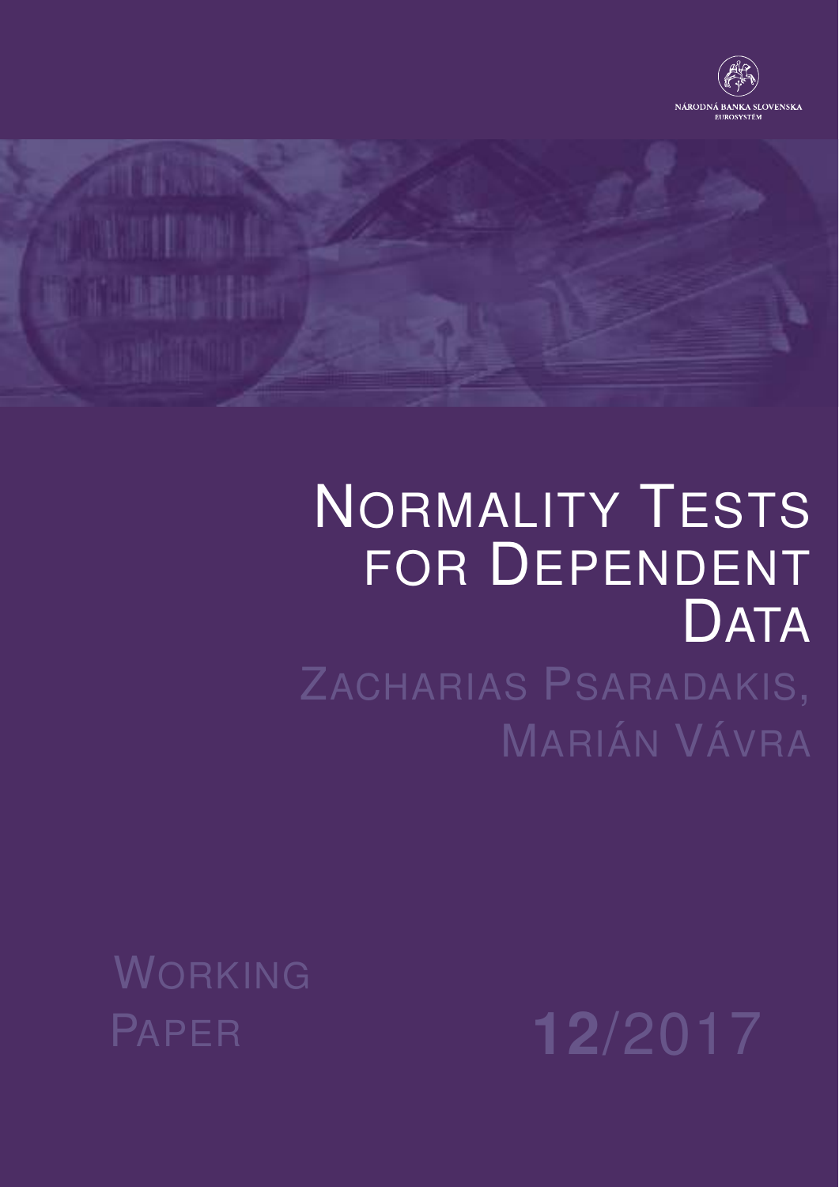NÁRODNÁ BANKA SLOVENSKA
EUROSYSTÉM

# Normality Tests for Dependent Data

Zacharias Psaradakis, Marián Vávra

Working Paper 12/2017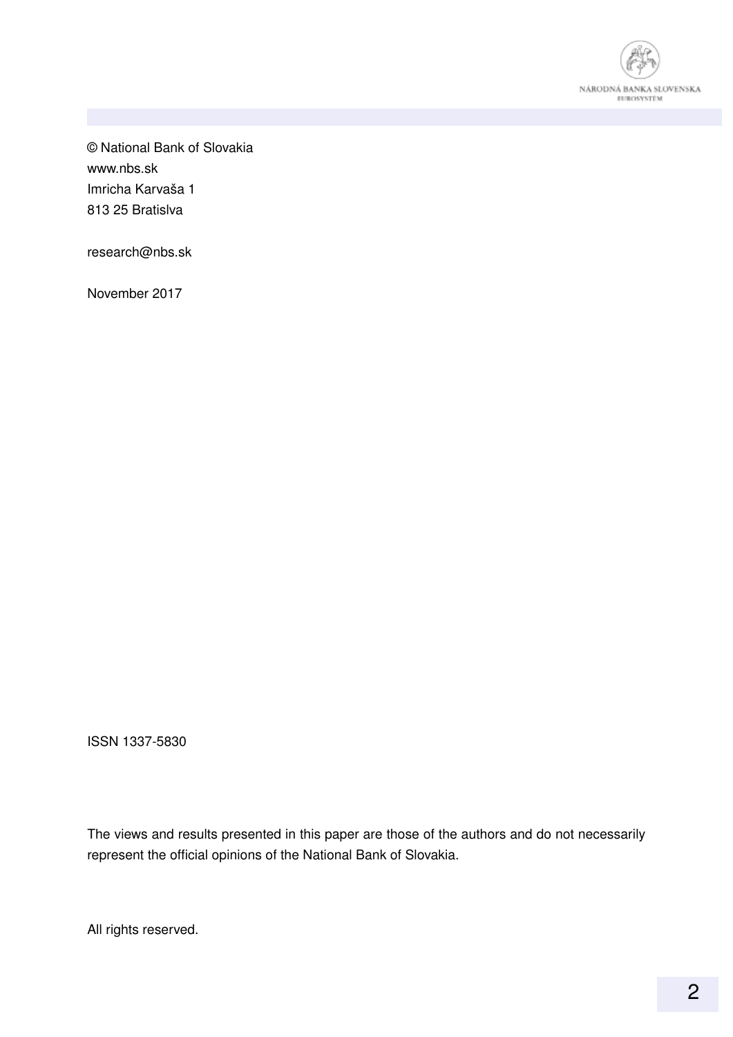© National Bank of Slovakia
www.nbs.sk
Imricha Karvaša 1
813 25 Bratislva

research@nbs.sk

November 2017

ISSN 1337-5830

The views and results presented in this paper are those of the authors and do not necessarily represent the official opinions of the National Bank of Slovakia.

All rights reserved.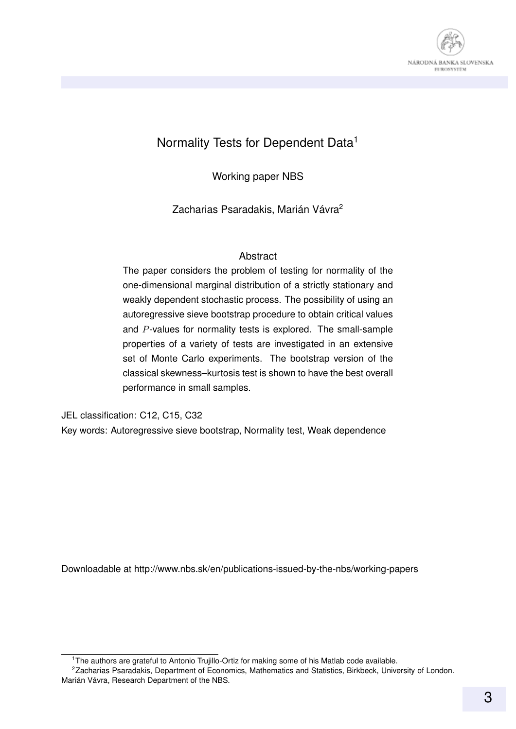# Normality Tests for Dependent Data[1]

Working paper NBS

Zacharias Psaradakis, Marián Vávra[2]

## Abstract

The paper considers the problem of testing for normality of the one-dimensional marginal distribution of a strictly stationary and weakly dependent stochastic process. The possibility of using an autoregressive sieve bootstrap procedure to obtain critical values and $P$-values for normality tests is explored. The small-sample properties of a variety of tests are investigated in an extensive set of Monte Carlo experiments. The bootstrap version of the classical skewness–kurtosis test is shown to have the best overall performance in small samples.

JEL classification: C12, C15, C32

Key words: Autoregressive sieve bootstrap, Normality test, Weak dependence

Downloadable at http://www.nbs.sk/en/publications-issued-by-the-nbs/working-papers

---

[1] The authors are grateful to Antonio Trujillo-Ortiz for making some of his Matlab code available.

[2] Zacharias Psaradakis, Department of Economics, Mathematics and Statistics, Birkbeck, University of London. Marián Vávra, Research Department of the NBS.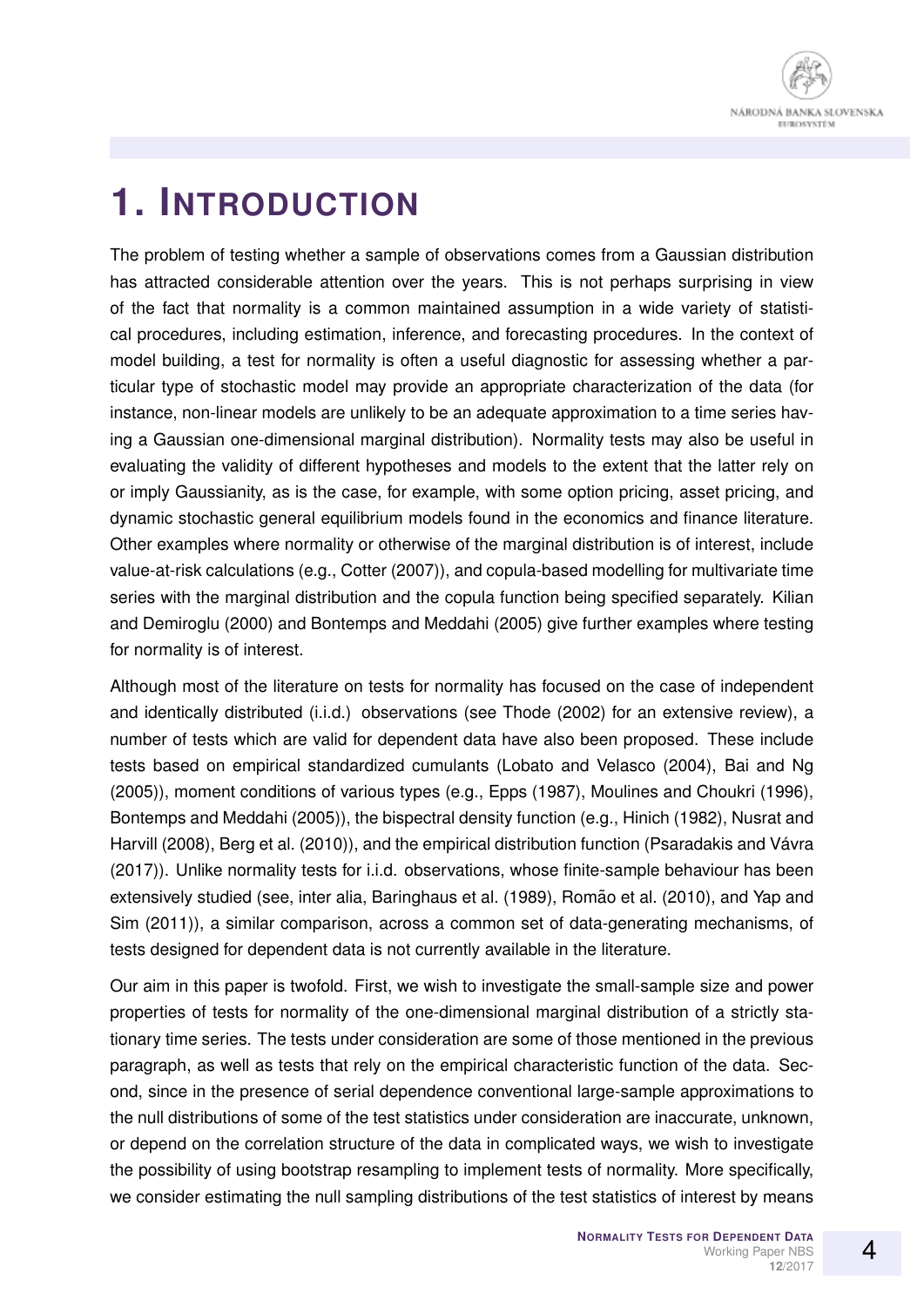# 1. INTRODUCTION

The problem of testing whether a sample of observations comes from a Gaussian distribution has attracted considerable attention over the years. This is not perhaps surprising in view of the fact that normality is a common maintained assumption in a wide variety of statistical procedures, including estimation, inference, and forecasting procedures. In the context of model building, a test for normality is often a useful diagnostic for assessing whether a particular type of stochastic model may provide an appropriate characterization of the data (for instance, non-linear models are unlikely to be an adequate approximation to a time series having a Gaussian one-dimensional marginal distribution). Normality tests may also be useful in evaluating the validity of different hypotheses and models to the extent that the latter rely on or imply Gaussianity, as is the case, for example, with some option pricing, asset pricing, and dynamic stochastic general equilibrium models found in the economics and finance literature. Other examples where normality or otherwise of the marginal distribution is of interest, include value-at-risk calculations (e.g., Cotter (2007)), and copula-based modelling for multivariate time series with the marginal distribution and the copula function being specified separately. Kilian and Demiroglu (2000) and Bontemps and Meddahi (2005) give further examples where testing for normality is of interest.

Although most of the literature on tests for normality has focused on the case of independent and identically distributed (i.i.d.) observations (see Thode (2002) for an extensive review), a number of tests which are valid for dependent data have also been proposed. These include tests based on empirical standardized cumulants (Lobato and Velasco (2004), Bai and Ng (2005)), moment conditions of various types (e.g., Epps (1987), Moulines and Choukri (1996), Bontemps and Meddahi (2005)), the bispectral density function (e.g., Hinich (1982), Nusrat and Harvill (2008), Berg et al. (2010)), and the empirical distribution function (Psaradakis and Vávra (2017)). Unlike normality tests for i.i.d. observations, whose finite-sample behaviour has been extensively studied (see, inter alia, Baringhaus et al. (1989), Romão et al. (2010), and Yap and Sim (2011)), a similar comparison, across a common set of data-generating mechanisms, of tests designed for dependent data is not currently available in the literature.

Our aim in this paper is twofold. First, we wish to investigate the small-sample size and power properties of tests for normality of the one-dimensional marginal distribution of a strictly stationary time series. The tests under consideration are some of those mentioned in the previous paragraph, as well as tests that rely on the empirical characteristic function of the data. Second, since in the presence of serial dependence conventional large-sample approximations to the null distributions of some of the test statistics under consideration are inaccurate, unknown, or depend on the correlation structure of the data in complicated ways, we wish to investigate the possibility of using bootstrap resampling to implement tests of normality. More specifically, we consider estimating the null sampling distributions of the test statistics of interest by means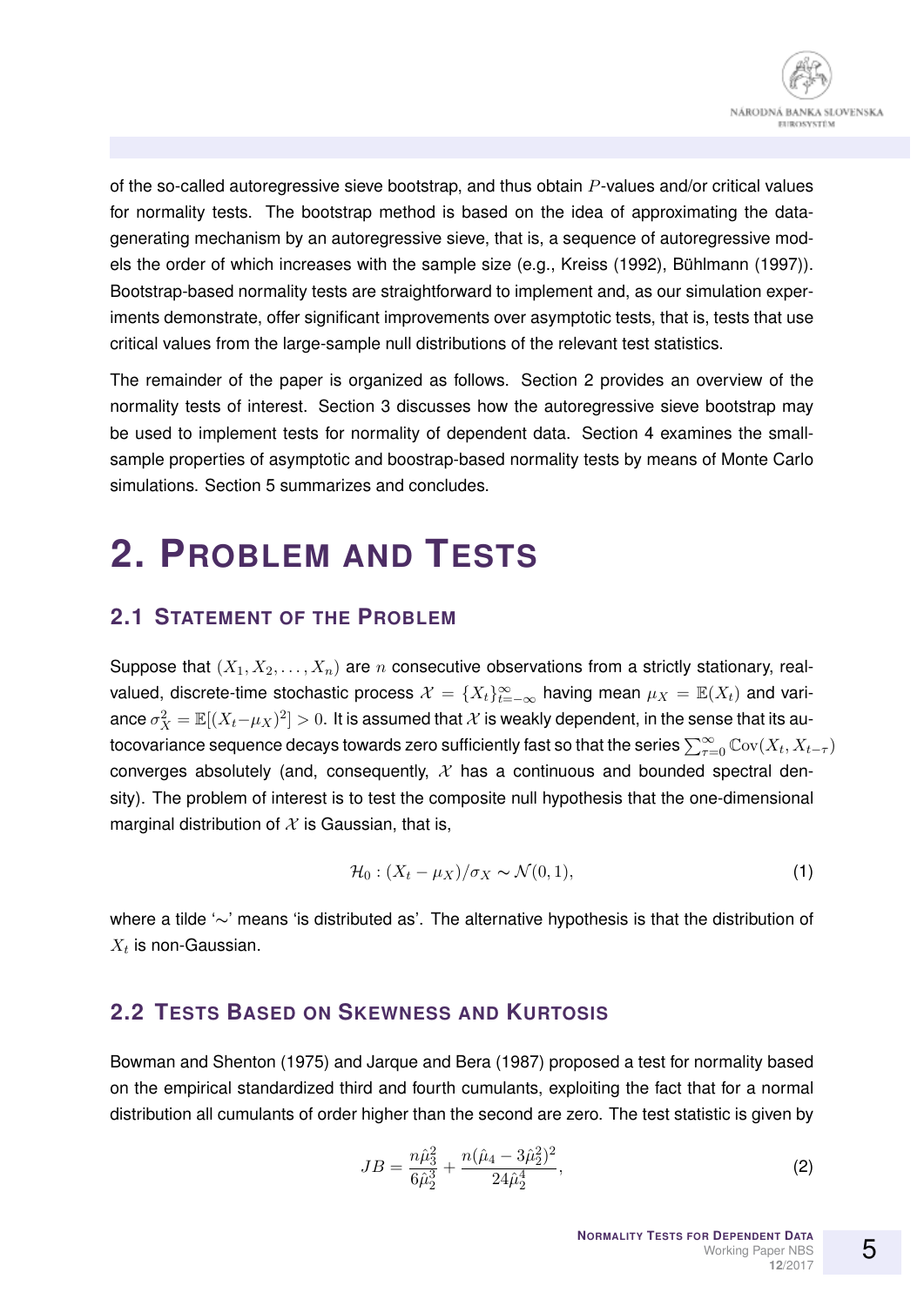of the so-called autoregressive sieve bootstrap, and thus obtain $P$-values and/or critical values for normality tests. The bootstrap method is based on the idea of approximating the data-generating mechanism by an autoregressive sieve, that is, a sequence of autoregressive models the order of which increases with the sample size (e.g., Kreiss (1992), Bühlmann (1997)). Bootstrap-based normality tests are straightforward to implement and, as our simulation experiments demonstrate, offer significant improvements over asymptotic tests, that is, tests that use critical values from the large-sample null distributions of the relevant test statistics.

The remainder of the paper is organized as follows. Section 2 provides an overview of the normality tests of interest. Section 3 discusses how the autoregressive sieve bootstrap may be used to implement tests for normality of dependent data. Section 4 examines the small-sample properties of asymptotic and boostrap-based normality tests by means of Monte Carlo simulations. Section 5 summarizes and concludes.

# 2. Problem and Tests

## 2.1 Statement of the Problem

Suppose that $(X_1, X_2, \ldots, X_n)$ are $n$ consecutive observations from a strictly stationary, real-valued, discrete-time stochastic process $\mathcal{X} = \{X_t\}_{t=-\infty}^{\infty}$ having mean $\mu_X = \mathbb{E}(X_t)$ and variance $\sigma_X^2 = \mathbb{E}[(X_t - \mu_X)^2] > 0$. It is assumed that $\mathcal{X}$ is weakly dependent, in the sense that its autocovariance sequence decays towards zero sufficiently fast so that the series $\sum_{\tau=0}^{\infty} \mathbb{C}\mathrm{ov}(X_t, X_{t-\tau})$ converges absolutely (and, consequently, $\mathcal{X}$ has a continuous and bounded spectral density). The problem of interest is to test the composite null hypothesis that the one-dimensional marginal distribution of $\mathcal{X}$ is Gaussian, that is,

$$\mathcal{H}_0 : (X_t - \mu_X)/\sigma_X \sim \mathcal{N}(0, 1), \tag{1}$$

where a tilde '$\sim$' means 'is distributed as'. The alternative hypothesis is that the distribution of $X_t$ is non-Gaussian.

## 2.2 Tests Based on Skewness and Kurtosis

Bowman and Shenton (1975) and Jarque and Bera (1987) proposed a test for normality based on the empirical standardized third and fourth cumulants, exploiting the fact that for a normal distribution all cumulants of order higher than the second are zero. The test statistic is given by

$$JB = \frac{n\hat{\mu}_3^2}{6\hat{\mu}_2^3} + \frac{n(\hat{\mu}_4 - 3\hat{\mu}_2^2)^2}{24\hat{\mu}_2^4}, \tag{2}$$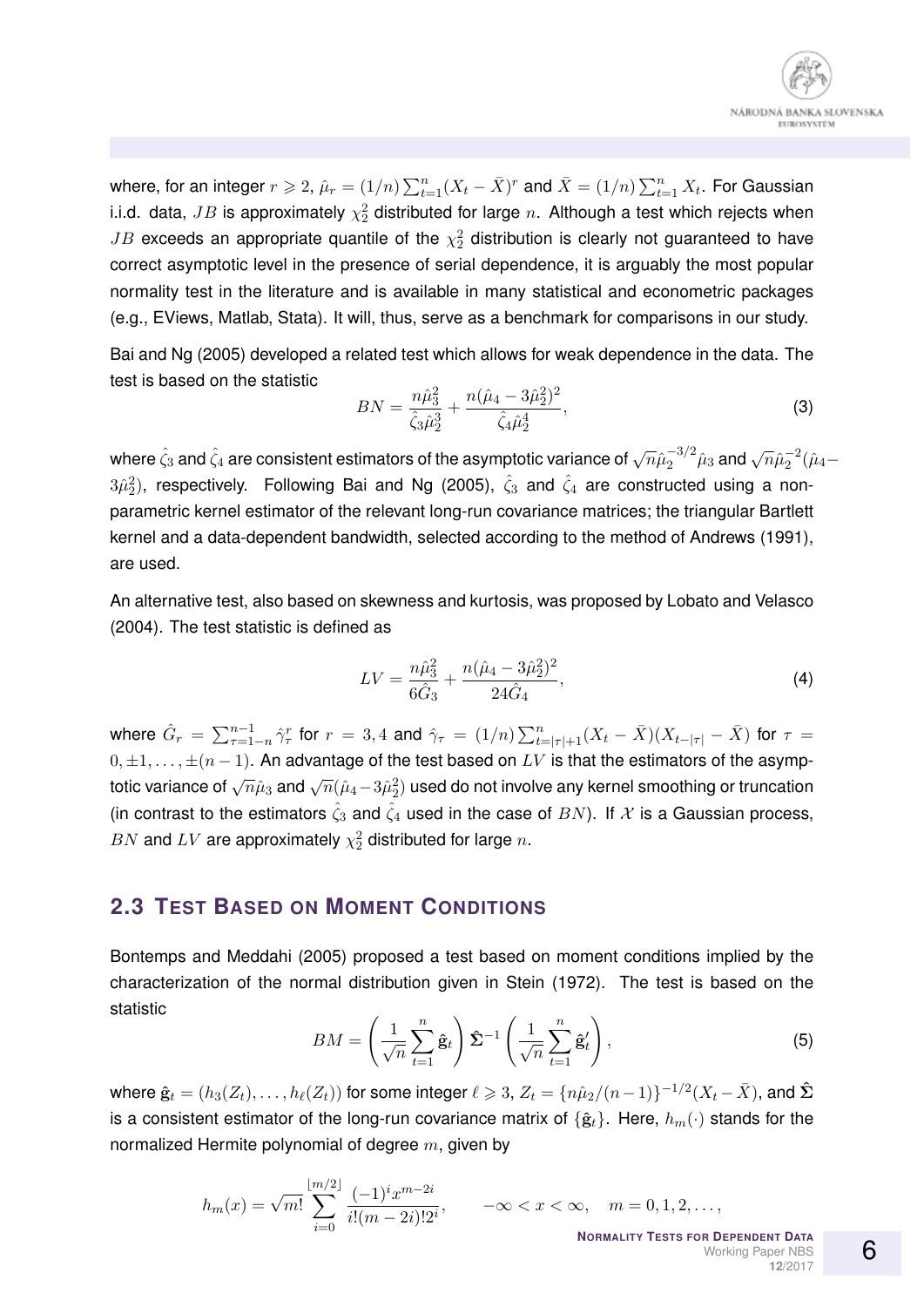where, for an integer $r \geqslant 2$, $\hat{\mu}_r = (1/n)\sum_{t=1}^{n}(X_t - \bar{X})^r$ and $\bar{X} = (1/n)\sum_{t=1}^{n} X_t$. For Gaussian i.i.d. data, $JB$ is approximately $\chi_2^2$ distributed for large $n$. Although a test which rejects when $JB$ exceeds an appropriate quantile of the $\chi_2^2$ distribution is clearly not guaranteed to have correct asymptotic level in the presence of serial dependence, it is arguably the most popular normality test in the literature and is available in many statistical and econometric packages (e.g., EViews, Matlab, Stata). It will, thus, serve as a benchmark for comparisons in our study.

Bai and Ng (2005) developed a related test which allows for weak dependence in the data. The test is based on the statistic

$$BN = \frac{n\hat{\mu}_3^2}{\hat{\zeta}_3 \hat{\mu}_2^3} + \frac{n(\hat{\mu}_4 - 3\hat{\mu}_2^2)^2}{\hat{\zeta}_4 \hat{\mu}_2^4}, \tag{3}$$

where $\hat{\zeta}_3$ and $\hat{\zeta}_4$ are consistent estimators of the asymptotic variance of $\sqrt{n}\hat{\mu}_2^{-3/2}\hat{\mu}_3$ and $\sqrt{n}\hat{\mu}_2^{-2}(\hat{\mu}_4 - 3\hat{\mu}_2^2)$, respectively. Following Bai and Ng (2005), $\hat{\zeta}_3$ and $\hat{\zeta}_4$ are constructed using a non-parametric kernel estimator of the relevant long-run covariance matrices; the triangular Bartlett kernel and a data-dependent bandwidth, selected according to the method of Andrews (1991), are used.

An alternative test, also based on skewness and kurtosis, was proposed by Lobato and Velasco (2004). The test statistic is defined as

$$LV = \frac{n\hat{\mu}_3^2}{6\hat{G}_3} + \frac{n(\hat{\mu}_4 - 3\hat{\mu}_2^2)^2}{24\hat{G}_4}, \tag{4}$$

where $\hat{G}_r = \sum_{\tau=1-n}^{n-1} \hat{\gamma}_\tau^r$ for $r = 3, 4$ and $\hat{\gamma}_\tau = (1/n)\sum_{t=|\tau|+1}^{n}(X_t - \bar{X})(X_{t-|\tau|} - \bar{X})$ for $\tau = 0, \pm 1, \ldots, \pm(n-1)$. An advantage of the test based on $LV$ is that the estimators of the asymptotic variance of $\sqrt{n}\hat{\mu}_3$ and $\sqrt{n}(\hat{\mu}_4 - 3\hat{\mu}_2^2)$ used do not involve any kernel smoothing or truncation (in contrast to the estimators $\hat{\zeta}_3$ and $\hat{\zeta}_4$ used in the case of $BN$). If $\mathcal{X}$ is a Gaussian process, $BN$ and $LV$ are approximately $\chi_2^2$ distributed for large $n$.

## 2.3 Test Based on Moment Conditions

Bontemps and Meddahi (2005) proposed a test based on moment conditions implied by the characterization of the normal distribution given in Stein (1972). The test is based on the statistic

$$BM = \left(\frac{1}{\sqrt{n}}\sum_{t=1}^{n} \hat{\mathbf{g}}_t\right) \hat{\mathbf{\Sigma}}^{-1} \left(\frac{1}{\sqrt{n}}\sum_{t=1}^{n} \hat{\mathbf{g}}_t'\right), \tag{5}$$

where $\hat{\mathbf{g}}_t = (h_3(Z_t), \ldots, h_\ell(Z_t))$ for some integer $\ell \geqslant 3$, $Z_t = \{n\hat{\mu}_2/(n-1)\}^{-1/2}(X_t - \bar{X})$, and $\hat{\mathbf{\Sigma}}$ is a consistent estimator of the long-run covariance matrix of $\{\hat{\mathbf{g}}_t\}$. Here, $h_m(\cdot)$ stands for the normalized Hermite polynomial of degree $m$, given by

$$h_m(x) = \sqrt{m!}\sum_{i=0}^{\lfloor m/2 \rfloor} \frac{(-1)^i x^{m-2i}}{i!(m-2i)!2^i}, \qquad -\infty < x < \infty, \quad m = 0, 1, 2, \ldots,$$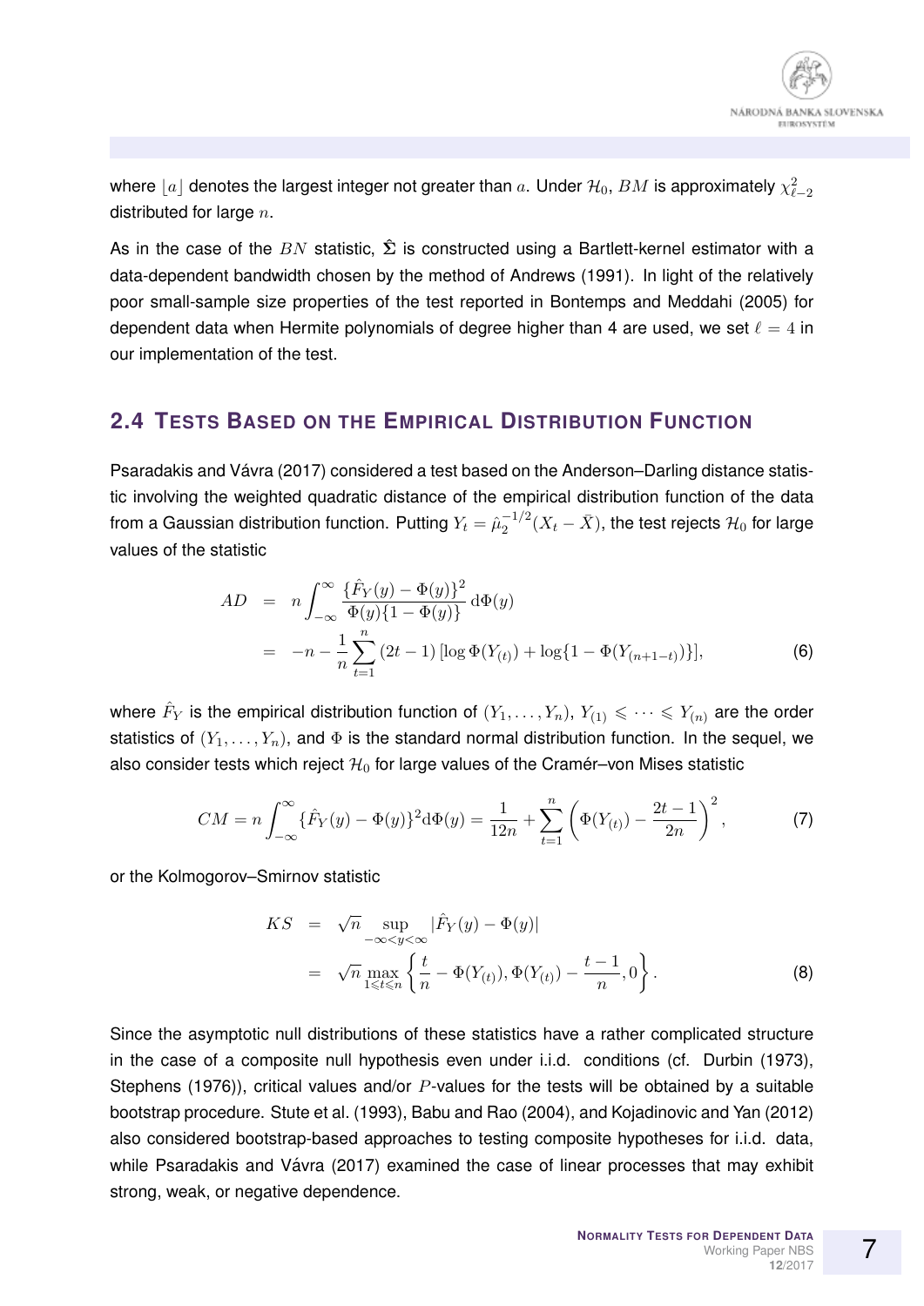where $\lfloor a \rfloor$ denotes the largest integer not greater than $a$. Under $\mathcal{H}_0$, $BM$ is approximately $\chi^2_{\ell-2}$ distributed for large $n$.

As in the case of the $BN$ statistic, $\hat{\boldsymbol{\Sigma}}$ is constructed using a Bartlett-kernel estimator with a data-dependent bandwidth chosen by the method of Andrews (1991). In light of the relatively poor small-sample size properties of the test reported in Bontemps and Meddahi (2005) for dependent data when Hermite polynomials of degree higher than 4 are used, we set $\ell = 4$ in our implementation of the test.

## 2.4 Tests Based on the Empirical Distribution Function

Psaradakis and Vávra (2017) considered a test based on the Anderson–Darling distance statistic involving the weighted quadratic distance of the empirical distribution function of the data from a Gaussian distribution function. Putting $Y_t = \hat{\mu}_2^{-1/2}(X_t - \bar{X})$, the test rejects $\mathcal{H}_0$ for large values of the statistic

$$
\begin{aligned}
AD &= n \int_{-\infty}^{\infty} \frac{\{\hat{F}_Y(y) - \Phi(y)\}^2}{\Phi(y)\{1 - \Phi(y)\}} \, \mathrm{d}\Phi(y) \\
&= -n - \frac{1}{n} \sum_{t=1}^{n} (2t - 1) \left[ \log \Phi(Y_{(t)}) + \log\{1 - \Phi(Y_{(n+1-t)})\} \right],
\end{aligned}
\tag{6}
$$

where $\hat{F}_Y$ is the empirical distribution function of $(Y_1, \ldots, Y_n)$, $Y_{(1)} \leqslant \cdots \leqslant Y_{(n)}$ are the order statistics of $(Y_1, \ldots, Y_n)$, and $\Phi$ is the standard normal distribution function. In the sequel, we also consider tests which reject $\mathcal{H}_0$ for large values of the Cramér–von Mises statistic

$$
CM = n \int_{-\infty}^{\infty} \{\hat{F}_Y(y) - \Phi(y)\}^2 \mathrm{d}\Phi(y) = \frac{1}{12n} + \sum_{t=1}^{n} \left( \Phi(Y_{(t)}) - \frac{2t-1}{2n} \right)^2,
\tag{7}
$$

or the Kolmogorov–Smirnov statistic

$$
\begin{aligned}
KS &= \sqrt{n} \sup_{-\infty < y < \infty} |\hat{F}_Y(y) - \Phi(y)| \\
&= \sqrt{n} \max_{1 \leqslant t \leqslant n} \left\{ \frac{t}{n} - \Phi(Y_{(t)}), \Phi(Y_{(t)}) - \frac{t-1}{n}, 0 \right\}.
\end{aligned}
\tag{8}
$$

Since the asymptotic null distributions of these statistics have a rather complicated structure in the case of a composite null hypothesis even under i.i.d. conditions (cf. Durbin (1973), Stephens (1976)), critical values and/or $P$-values for the tests will be obtained by a suitable bootstrap procedure. Stute et al. (1993), Babu and Rao (2004), and Kojadinovic and Yan (2012) also considered bootstrap-based approaches to testing composite hypotheses for i.i.d. data, while Psaradakis and Vávra (2017) examined the case of linear processes that may exhibit strong, weak, or negative dependence.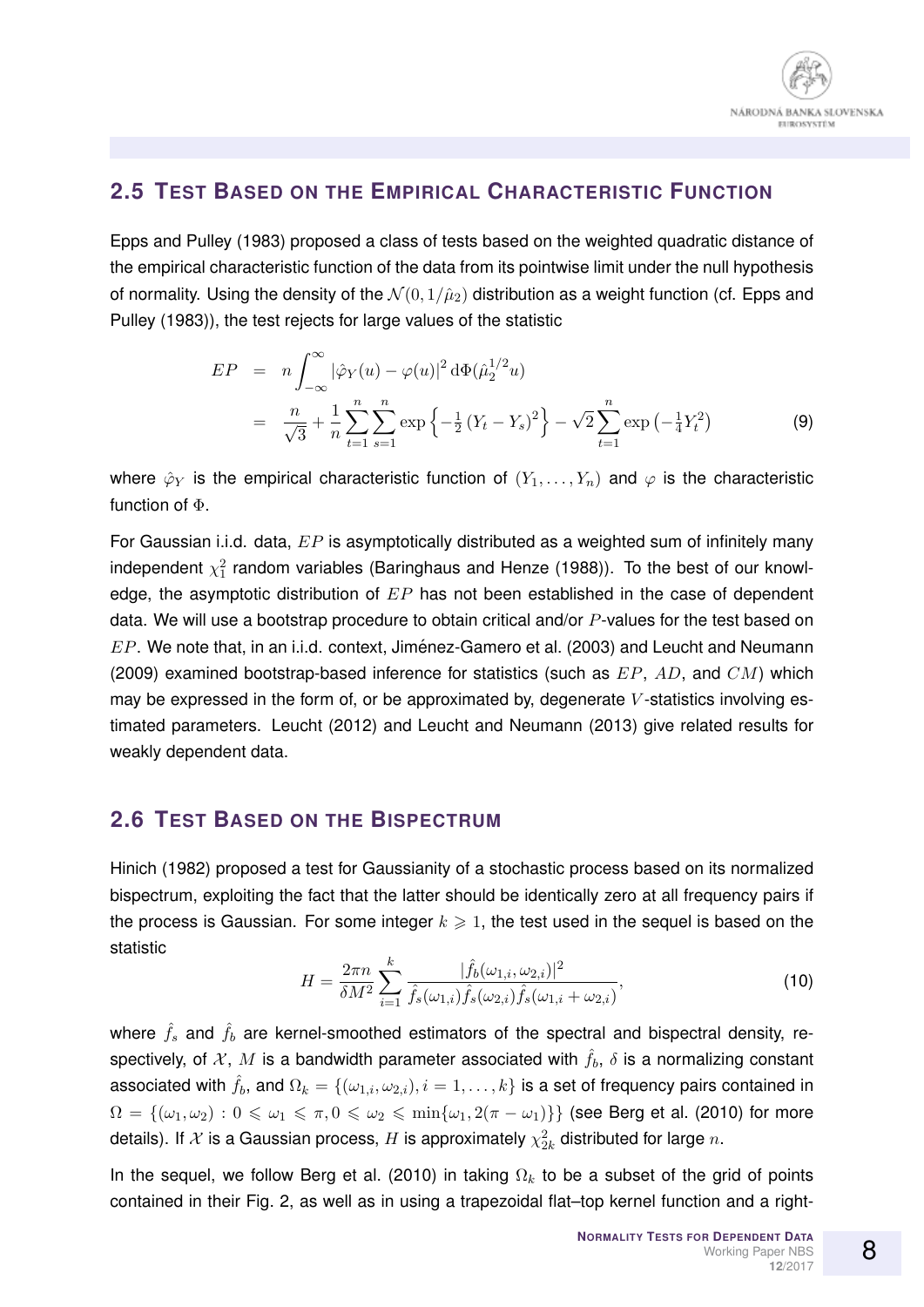## 2.5 Test Based on the Empirical Characteristic Function

Epps and Pulley (1983) proposed a class of tests based on the weighted quadratic distance of the empirical characteristic function of the data from its pointwise limit under the null hypothesis of normality. Using the density of the $\mathcal{N}(0, 1/\hat{\mu}_2)$ distribution as a weight function (cf. Epps and Pulley (1983)), the test rejects for large values of the statistic

$$
\begin{aligned}
EP &= n \int_{-\infty}^{\infty} |\hat{\varphi}_Y(u) - \varphi(u)|^2 \, \mathrm{d}\Phi(\hat{\mu}_2^{1/2} u) \\
&= \frac{n}{\sqrt{3}} + \frac{1}{n} \sum_{t=1}^{n} \sum_{s=1}^{n} \exp\left\{-\tfrac{1}{2}(Y_t - Y_s)^2\right\} - \sqrt{2} \sum_{t=1}^{n} \exp\left(-\tfrac{1}{4} Y_t^2\right) \qquad (9)
\end{aligned}
$$

where $\hat{\varphi}_Y$ is the empirical characteristic function of $(Y_1, \ldots, Y_n)$ and $\varphi$ is the characteristic function of $\Phi$.

For Gaussian i.i.d. data, $EP$ is asymptotically distributed as a weighted sum of infinitely many independent $\chi_1^2$ random variables (Baringhaus and Henze (1988)). To the best of our knowledge, the asymptotic distribution of $EP$ has not been established in the case of dependent data. We will use a bootstrap procedure to obtain critical and/or $P$-values for the test based on $EP$. We note that, in an i.i.d. context, Jiménez-Gamero et al. (2003) and Leucht and Neumann (2009) examined bootstrap-based inference for statistics (such as $EP$, $AD$, and $CM$) which may be expressed in the form of, or be approximated by, degenerate $V$-statistics involving estimated parameters. Leucht (2012) and Leucht and Neumann (2013) give related results for weakly dependent data.

## 2.6 Test Based on the Bispectrum

Hinich (1982) proposed a test for Gaussianity of a stochastic process based on its normalized bispectrum, exploiting the fact that the latter should be identically zero at all frequency pairs if the process is Gaussian. For some integer $k \geqslant 1$, the test used in the sequel is based on the statistic

$$
H = \frac{2\pi n}{\delta M^2} \sum_{i=1}^{k} \frac{|\hat{f}_b(\omega_{1,i}, \omega_{2,i})|^2}{\hat{f}_s(\omega_{1,i}) \hat{f}_s(\omega_{2,i}) \hat{f}_s(\omega_{1,i} + \omega_{2,i})}, \qquad (10)
$$

where $\hat{f}_s$ and $\hat{f}_b$ are kernel-smoothed estimators of the spectral and bispectral density, respectively, of $\mathcal{X}$, $M$ is a bandwidth parameter associated with $\hat{f}_b$, $\delta$ is a normalizing constant associated with $\hat{f}_b$, and $\Omega_k = \{(\omega_{1,i}, \omega_{2,i}), i = 1, \ldots, k\}$ is a set of frequency pairs contained in $\Omega = \{(\omega_1, \omega_2) : 0 \leqslant \omega_1 \leqslant \pi, 0 \leqslant \omega_2 \leqslant \min\{\omega_1, 2(\pi - \omega_1)\}\}$ (see Berg et al. (2010) for more details). If $\mathcal{X}$ is a Gaussian process, $H$ is approximately $\chi_{2k}^2$ distributed for large $n$.

In the sequel, we follow Berg et al. (2010) in taking $\Omega_k$ to be a subset of the grid of points contained in their Fig. 2, as well as in using a trapezoidal flat–top kernel function and a right-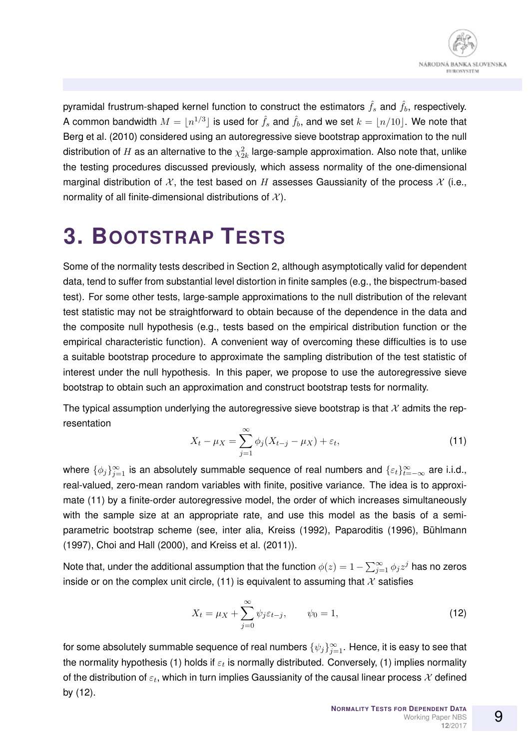pyramidal frustrum-shaped kernel function to construct the estimators $\hat{f}_s$ and $\hat{f}_b$, respectively. A common bandwidth $M = \lfloor n^{1/3} \rfloor$ is used for $\hat{f}_s$ and $\hat{f}_b$, and we set $k = \lfloor n/10 \rfloor$. We note that Berg et al. (2010) considered using an autoregressive sieve bootstrap approximation to the null distribution of $H$ as an alternative to the $\chi^2_{2k}$ large-sample approximation. Also note that, unlike the testing procedures discussed previously, which assess normality of the one-dimensional marginal distribution of $\mathcal{X}$, the test based on $H$ assesses Gaussianity of the process $\mathcal{X}$ (i.e., normality of all finite-dimensional distributions of $\mathcal{X}$).

# 3. Bootstrap Tests

Some of the normality tests described in Section 2, although asymptotically valid for dependent data, tend to suffer from substantial level distortion in finite samples (e.g., the bispectrum-based test). For some other tests, large-sample approximations to the null distribution of the relevant test statistic may not be straightforward to obtain because of the dependence in the data and the composite null hypothesis (e.g., tests based on the empirical distribution function or the empirical characteristic function). A convenient way of overcoming these difficulties is to use a suitable bootstrap procedure to approximate the sampling distribution of the test statistic of interest under the null hypothesis. In this paper, we propose to use the autoregressive sieve bootstrap to obtain such an approximation and construct bootstrap tests for normality.

The typical assumption underlying the autoregressive sieve bootstrap is that $\mathcal{X}$ admits the representation

$$X_t - \mu_X = \sum_{j=1}^{\infty} \phi_j (X_{t-j} - \mu_X) + \varepsilon_t, \tag{11}$$

where $\{\phi_j\}_{j=1}^{\infty}$ is an absolutely summable sequence of real numbers and $\{\varepsilon_t\}_{t=-\infty}^{\infty}$ are i.i.d., real-valued, zero-mean random variables with finite, positive variance. The idea is to approximate (11) by a finite-order autoregressive model, the order of which increases simultaneously with the sample size at an appropriate rate, and use this model as the basis of a semi-parametric bootstrap scheme (see, inter alia, Kreiss (1992), Paparoditis (1996), Bühlmann (1997), Choi and Hall (2000), and Kreiss et al. (2011)).

Note that, under the additional assumption that the function $\phi(z) = 1 - \sum_{j=1}^{\infty} \phi_j z^j$ has no zeros inside or on the complex unit circle, (11) is equivalent to assuming that $\mathcal{X}$ satisfies

$$X_t = \mu_X + \sum_{j=0}^{\infty} \psi_j \varepsilon_{t-j}, \qquad \psi_0 = 1, \tag{12}$$

for some absolutely summable sequence of real numbers $\{\psi_j\}_{j=1}^{\infty}$. Hence, it is easy to see that the normality hypothesis (1) holds if $\varepsilon_t$ is normally distributed. Conversely, (1) implies normality of the distribution of $\varepsilon_t$, which in turn implies Gaussianity of the causal linear process $\mathcal{X}$ defined by (12).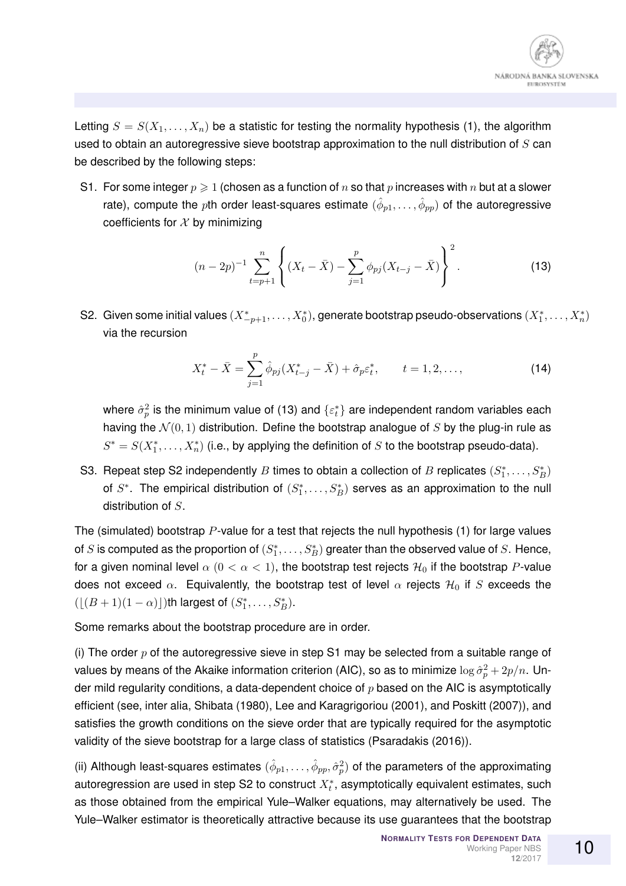Letting $S = S(X_1, \ldots, X_n)$ be a statistic for testing the normality hypothesis (1), the algorithm used to obtain an autoregressive sieve bootstrap approximation to the null distribution of $S$ can be described by the following steps:

S1. For some integer $p \geqslant 1$ (chosen as a function of $n$ so that $p$ increases with $n$ but at a slower rate), compute the $p$th order least-squares estimate $(\hat{\phi}_{p1}, \ldots, \hat{\phi}_{pp})$ of the autoregressive coefficients for $\mathcal{X}$ by minimizing

$$(n-2p)^{-1} \sum_{t=p+1}^{n} \left\{ (X_t - \bar{X}) - \sum_{j=1}^{p} \phi_{pj}(X_{t-j} - \bar{X}) \right\}^2. \tag{13}$$

S2. Given some initial values $(X^*_{-p+1}, \ldots, X^*_0)$, generate bootstrap pseudo-observations $(X^*_1, \ldots, X^*_n)$ via the recursion

$$X^*_t - \bar{X} = \sum_{j=1}^{p} \hat{\phi}_{pj}(X^*_{t-j} - \bar{X}) + \hat{\sigma}_p \varepsilon^*_t, \qquad t = 1, 2, \ldots, \tag{14}$$

where $\hat{\sigma}^2_p$ is the minimum value of (13) and $\{\varepsilon^*_t\}$ are independent random variables each having the $\mathcal{N}(0,1)$ distribution. Define the bootstrap analogue of $S$ by the plug-in rule as $S^* = S(X^*_1, \ldots, X^*_n)$ (i.e., by applying the definition of $S$ to the bootstrap pseudo-data).

S3. Repeat step S2 independently $B$ times to obtain a collection of $B$ replicates $(S^*_1, \ldots, S^*_B)$ of $S^*$. The empirical distribution of $(S^*_1, \ldots, S^*_B)$ serves as an approximation to the null distribution of $S$.

The (simulated) bootstrap $P$-value for a test that rejects the null hypothesis (1) for large values of $S$ is computed as the proportion of $(S^*_1, \ldots, S^*_B)$ greater than the observed value of $S$. Hence, for a given nominal level $\alpha$ $(0 < \alpha < 1)$, the bootstrap test rejects $\mathcal{H}_0$ if the bootstrap $P$-value does not exceed $\alpha$. Equivalently, the bootstrap test of level $\alpha$ rejects $\mathcal{H}_0$ if $S$ exceeds the $(\lfloor (B+1)(1-\alpha) \rfloor)$th largest of $(S^*_1, \ldots, S^*_B)$.

Some remarks about the bootstrap procedure are in order.

(i) The order $p$ of the autoregressive sieve in step S1 may be selected from a suitable range of values by means of the Akaike information criterion (AIC), so as to minimize $\log \hat{\sigma}^2_p + 2p/n$. Under mild regularity conditions, a data-dependent choice of $p$ based on the AIC is asymptotically efficient (see, inter alia, Shibata (1980), Lee and Karagrigoriou (2001), and Poskitt (2007)), and satisfies the growth conditions on the sieve order that are typically required for the asymptotic validity of the sieve bootstrap for a large class of statistics (Psaradakis (2016)).

(ii) Although least-squares estimates $(\hat{\phi}_{p1}, \ldots, \hat{\phi}_{pp}, \hat{\sigma}^2_p)$ of the parameters of the approximating autoregression are used in step S2 to construct $X^*_t$, asymptotically equivalent estimates, such as those obtained from the empirical Yule–Walker equations, may alternatively be used. The Yule–Walker estimator is theoretically attractive because its use guarantees that the bootstrap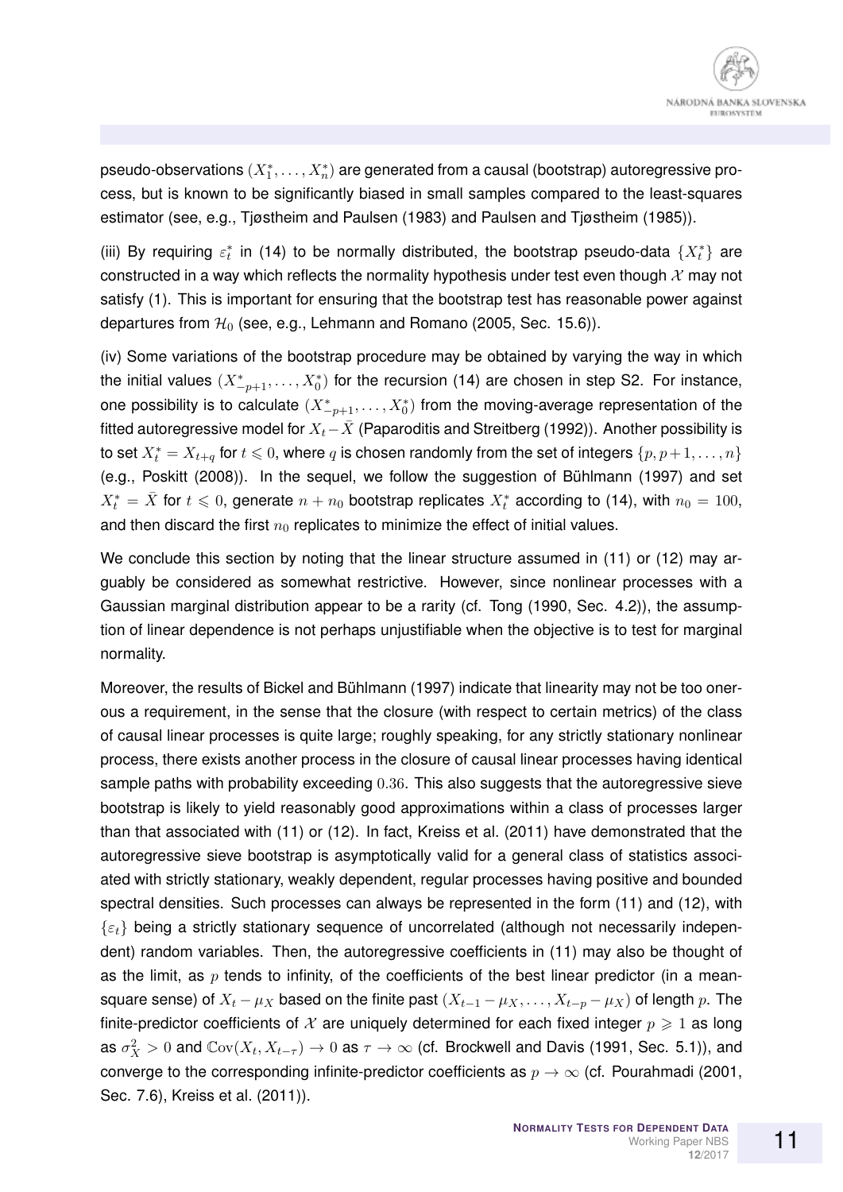pseudo-observations $(X_1^*, \dots, X_n^*)$ are generated from a causal (bootstrap) autoregressive process, but is known to be significantly biased in small samples compared to the least-squares estimator (see, e.g., Tjøstheim and Paulsen (1983) and Paulsen and Tjøstheim (1985)).

(iii) By requiring $\varepsilon_t^*$ in (14) to be normally distributed, the bootstrap pseudo-data $\{X_t^*\}$ are constructed in a way which reflects the normality hypothesis under test even though $\mathcal{X}$ may not satisfy (1). This is important for ensuring that the bootstrap test has reasonable power against departures from $\mathcal{H}_0$ (see, e.g., Lehmann and Romano (2005, Sec. 15.6)).

(iv) Some variations of the bootstrap procedure may be obtained by varying the way in which the initial values $(X_{-p+1}^*, \dots, X_0^*)$ for the recursion (14) are chosen in step S2. For instance, one possibility is to calculate $(X_{-p+1}^*, \dots, X_0^*)$ from the moving-average representation of the fitted autoregressive model for $X_t - \bar{X}$ (Paparoditis and Streitberg (1992)). Another possibility is to set $X_t^* = X_{t+q}$ for $t \leqslant 0$, where $q$ is chosen randomly from the set of integers $\{p, p+1, \dots, n\}$ (e.g., Poskitt (2008)). In the sequel, we follow the suggestion of Bühlmann (1997) and set $X_t^* = \bar{X}$ for $t \leqslant 0$, generate $n + n_0$ bootstrap replicates $X_t^*$ according to (14), with $n_0 = 100$, and then discard the first $n_0$ replicates to minimize the effect of initial values.

We conclude this section by noting that the linear structure assumed in (11) or (12) may arguably be considered as somewhat restrictive. However, since nonlinear processes with a Gaussian marginal distribution appear to be a rarity (cf. Tong (1990, Sec. 4.2)), the assumption of linear dependence is not perhaps unjustifiable when the objective is to test for marginal normality.

Moreover, the results of Bickel and Bühlmann (1997) indicate that linearity may not be too onerous a requirement, in the sense that the closure (with respect to certain metrics) of the class of causal linear processes is quite large; roughly speaking, for any strictly stationary nonlinear process, there exists another process in the closure of causal linear processes having identical sample paths with probability exceeding $0.36$. This also suggests that the autoregressive sieve bootstrap is likely to yield reasonably good approximations within a class of processes larger than that associated with (11) or (12). In fact, Kreiss et al. (2011) have demonstrated that the autoregressive sieve bootstrap is asymptotically valid for a general class of statistics associated with strictly stationary, weakly dependent, regular processes having positive and bounded spectral densities. Such processes can always be represented in the form (11) and (12), with $\{\varepsilon_t\}$ being a strictly stationary sequence of uncorrelated (although not necessarily independent) random variables. Then, the autoregressive coefficients in (11) may also be thought of as the limit, as $p$ tends to infinity, of the coefficients of the best linear predictor (in a mean-square sense) of $X_t - \mu_X$ based on the finite past $(X_{t-1} - \mu_X, \dots, X_{t-p} - \mu_X)$ of length $p$. The finite-predictor coefficients of $\mathcal{X}$ are uniquely determined for each fixed integer $p \geqslant 1$ as long as $\sigma_X^2 > 0$ and $\mathbb{C}\mathrm{ov}(X_t, X_{t-\tau}) \to 0$ as $\tau \to \infty$ (cf. Brockwell and Davis (1991, Sec. 5.1)), and converge to the corresponding infinite-predictor coefficients as $p \to \infty$ (cf. Pourahmadi (2001, Sec. 7.6), Kreiss et al. (2011)).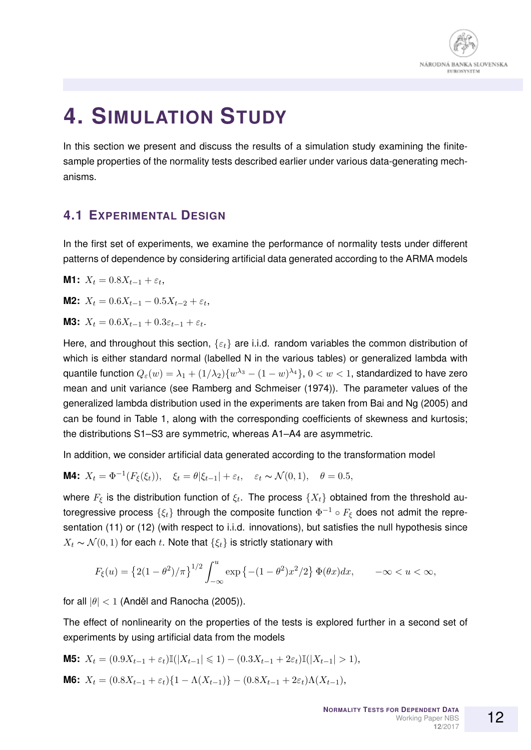# 4. Simulation Study

In this section we present and discuss the results of a simulation study examining the finite-sample properties of the normality tests described earlier under various data-generating mechanisms.

## 4.1 Experimental Design

In the first set of experiments, we examine the performance of normality tests under different patterns of dependence by considering artificial data generated according to the ARMA models

**M1:** $X_t = 0.8X_{t-1} + \varepsilon_t$,

**M2:** $X_t = 0.6X_{t-1} - 0.5X_{t-2} + \varepsilon_t$,

**M3:** $X_t = 0.6X_{t-1} + 0.3\varepsilon_{t-1} + \varepsilon_t$.

Here, and throughout this section, $\{\varepsilon_t\}$ are i.i.d. random variables the common distribution of which is either standard normal (labelled N in the various tables) or generalized lambda with quantile function $Q_\varepsilon(w) = \lambda_1 + (1/\lambda_2)\{w^{\lambda_3} - (1-w)^{\lambda_4}\}$, $0 < w < 1$, standardized to have zero mean and unit variance (see Ramberg and Schmeiser (1974)). The parameter values of the generalized lambda distribution used in the experiments are taken from Bai and Ng (2005) and can be found in Table 1, along with the corresponding coefficients of skewness and kurtosis; the distributions S1–S3 are symmetric, whereas A1–A4 are asymmetric.

In addition, we consider artificial data generated according to the transformation model

**M4:** $X_t = \Phi^{-1}(F_\xi(\xi_t)), \quad \xi_t = \theta|\xi_{t-1}| + \varepsilon_t, \quad \varepsilon_t \sim \mathcal{N}(0,1), \quad \theta = 0.5,$

where $F_\xi$ is the distribution function of $\xi_t$. The process $\{X_t\}$ obtained from the threshold autoregressive process $\{\xi_t\}$ through the composite function $\Phi^{-1} \circ F_\xi$ does not admit the representation (11) or (12) (with respect to i.i.d. innovations), but satisfies the null hypothesis since $X_t \sim \mathcal{N}(0,1)$ for each $t$. Note that $\{\xi_t\}$ is strictly stationary with

$$F_\xi(u) = \left\{2(1-\theta^2)/\pi\right\}^{1/2} \int_{-\infty}^{u} \exp\left\{-(1-\theta^2)x^2/2\right\} \Phi(\theta x)dx, \qquad -\infty < u < \infty,$$

for all $|\theta| < 1$ (Anděl and Ranocha (2005)).

The effect of nonlinearity on the properties of the tests is explored further in a second set of experiments by using artificial data from the models

**M5:** $X_t = (0.9X_{t-1} + \varepsilon_t)\mathbb{I}(|X_{t-1}| \leqslant 1) - (0.3X_{t-1} + 2\varepsilon_t)\mathbb{I}(|X_{t-1}| > 1)$,

**M6:** $X_t = (0.8X_{t-1} + \varepsilon_t)\{1 - \Lambda(X_{t-1})\} - (0.8X_{t-1} + 2\varepsilon_t)\Lambda(X_{t-1})$,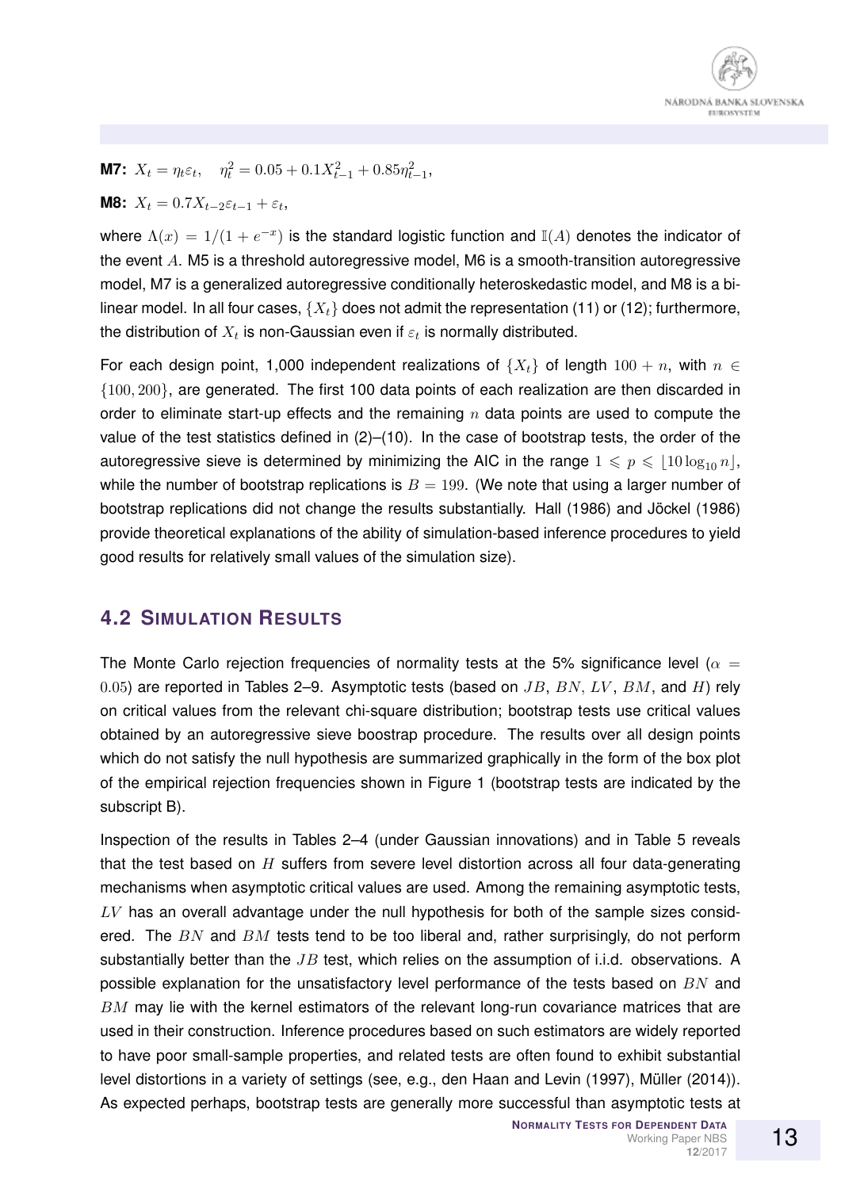**M7:** $X_t = \eta_t \varepsilon_t, \quad \eta_t^2 = 0.05 + 0.1X_{t-1}^2 + 0.85\eta_{t-1}^2,$

**M8:** $X_t = 0.7X_{t-2}\varepsilon_{t-1} + \varepsilon_t,$

where $\Lambda(x) = 1/(1 + e^{-x})$ is the standard logistic function and $\mathbb{I}(A)$ denotes the indicator of the event $A$. M5 is a threshold autoregressive model, M6 is a smooth-transition autoregressive model, M7 is a generalized autoregressive conditionally heteroskedastic model, and M8 is a bilinear model. In all four cases, $\{X_t\}$ does not admit the representation (11) or (12); furthermore, the distribution of $X_t$ is non-Gaussian even if $\varepsilon_t$ is normally distributed.

For each design point, 1,000 independent realizations of $\{X_t\}$ of length $100 + n$, with $n \in \{100, 200\}$, are generated. The first 100 data points of each realization are then discarded in order to eliminate start-up effects and the remaining $n$ data points are used to compute the value of the test statistics defined in (2)–(10). In the case of bootstrap tests, the order of the autoregressive sieve is determined by minimizing the AIC in the range $1 \leqslant p \leqslant \lfloor 10 \log_{10} n \rfloor$, while the number of bootstrap replications is $B = 199$. (We note that using a larger number of bootstrap replications did not change the results substantially. Hall (1986) and Jöckel (1986) provide theoretical explanations of the ability of simulation-based inference procedures to yield good results for relatively small values of the simulation size).

## 4.2 Simulation Results

The Monte Carlo rejection frequencies of normality tests at the 5% significance level ($\alpha = 0.05$) are reported in Tables 2–9. Asymptotic tests (based on $JB$, $BN$, $LV$, $BM$, and $H$) rely on critical values from the relevant chi-square distribution; bootstrap tests use critical values obtained by an autoregressive sieve boostrap procedure. The results over all design points which do not satisfy the null hypothesis are summarized graphically in the form of the box plot of the empirical rejection frequencies shown in Figure 1 (bootstrap tests are indicated by the subscript B).

Inspection of the results in Tables 2–4 (under Gaussian innovations) and in Table 5 reveals that the test based on $H$ suffers from severe level distortion across all four data-generating mechanisms when asymptotic critical values are used. Among the remaining asymptotic tests, $LV$ has an overall advantage under the null hypothesis for both of the sample sizes considered. The $BN$ and $BM$ tests tend to be too liberal and, rather surprisingly, do not perform substantially better than the $JB$ test, which relies on the assumption of i.i.d. observations. A possible explanation for the unsatisfactory level performance of the tests based on $BN$ and $BM$ may lie with the kernel estimators of the relevant long-run covariance matrices that are used in their construction. Inference procedures based on such estimators are widely reported to have poor small-sample properties, and related tests are often found to exhibit substantial level distortions in a variety of settings (see, e.g., den Haan and Levin (1997), Müller (2014)). As expected perhaps, bootstrap tests are generally more successful than asymptotic tests at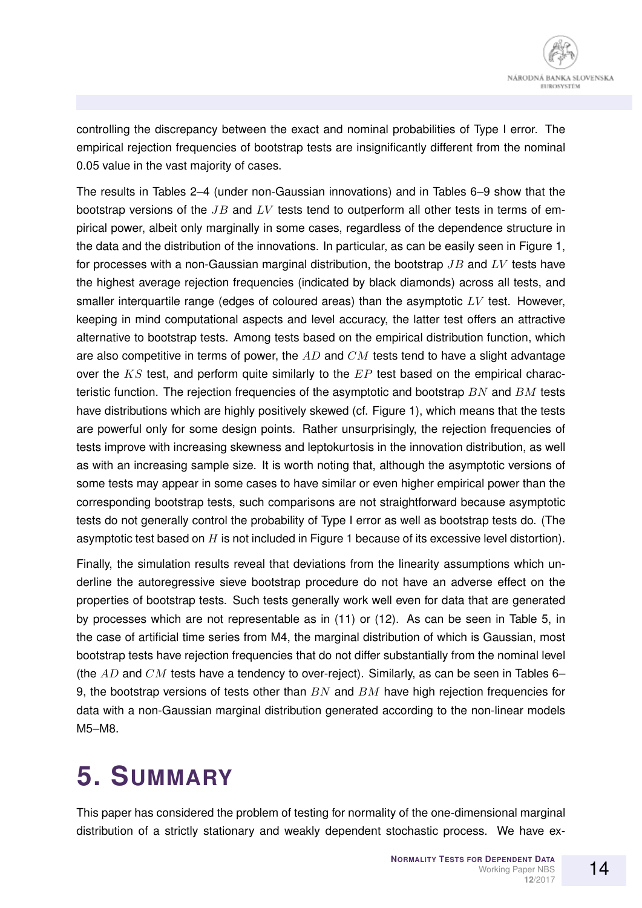controlling the discrepancy between the exact and nominal probabilities of Type I error. The empirical rejection frequencies of bootstrap tests are insignificantly different from the nominal 0.05 value in the vast majority of cases.

The results in Tables 2–4 (under non-Gaussian innovations) and in Tables 6–9 show that the bootstrap versions of the $JB$ and $LV$ tests tend to outperform all other tests in terms of empirical power, albeit only marginally in some cases, regardless of the dependence structure in the data and the distribution of the innovations. In particular, as can be easily seen in Figure 1, for processes with a non-Gaussian marginal distribution, the bootstrap $JB$ and $LV$ tests have the highest average rejection frequencies (indicated by black diamonds) across all tests, and smaller interquartile range (edges of coloured areas) than the asymptotic $LV$ test. However, keeping in mind computational aspects and level accuracy, the latter test offers an attractive alternative to bootstrap tests. Among tests based on the empirical distribution function, which are also competitive in terms of power, the $AD$ and $CM$ tests tend to have a slight advantage over the $KS$ test, and perform quite similarly to the $EP$ test based on the empirical characteristic function. The rejection frequencies of the asymptotic and bootstrap $BN$ and $BM$ tests have distributions which are highly positively skewed (cf. Figure 1), which means that the tests are powerful only for some design points. Rather unsurprisingly, the rejection frequencies of tests improve with increasing skewness and leptokurtosis in the innovation distribution, as well as with an increasing sample size. It is worth noting that, although the asymptotic versions of some tests may appear in some cases to have similar or even higher empirical power than the corresponding bootstrap tests, such comparisons are not straightforward because asymptotic tests do not generally control the probability of Type I error as well as bootstrap tests do. (The asymptotic test based on $H$ is not included in Figure 1 because of its excessive level distortion).

Finally, the simulation results reveal that deviations from the linearity assumptions which underline the autoregressive sieve bootstrap procedure do not have an adverse effect on the properties of bootstrap tests. Such tests generally work well even for data that are generated by processes which are not representable as in (11) or (12). As can be seen in Table 5, in the case of artificial time series from M4, the marginal distribution of which is Gaussian, most bootstrap tests have rejection frequencies that do not differ substantially from the nominal level (the $AD$ and $CM$ tests have a tendency to over-reject). Similarly, as can be seen in Tables 6–9, the bootstrap versions of tests other than $BN$ and $BM$ have high rejection frequencies for data with a non-Gaussian marginal distribution generated according to the non-linear models M5–M8.

# 5. Summary

This paper has considered the problem of testing for normality of the one-dimensional marginal distribution of a strictly stationary and weakly dependent stochastic process. We have ex-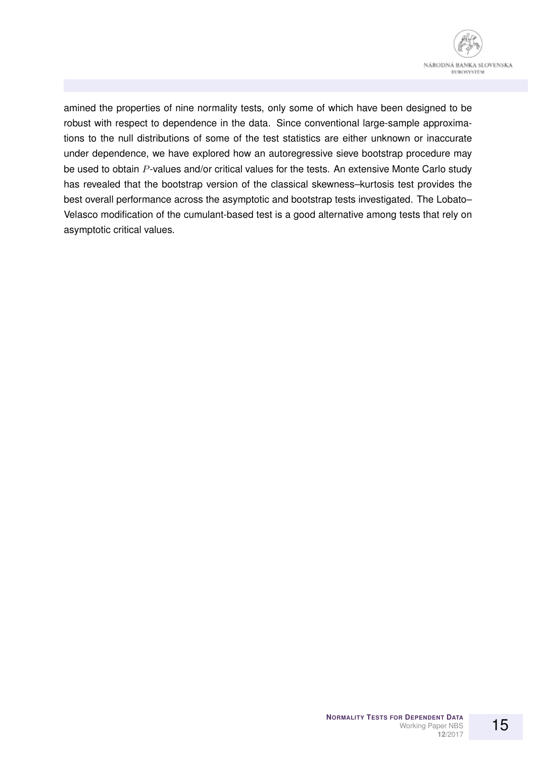amined the properties of nine normality tests, only some of which have been designed to be robust with respect to dependence in the data. Since conventional large-sample approximations to the null distributions of some of the test statistics are either unknown or inaccurate under dependence, we have explored how an autoregressive sieve bootstrap procedure may be used to obtain $P$-values and/or critical values for the tests. An extensive Monte Carlo study has revealed that the bootstrap version of the classical skewness–kurtosis test provides the best overall performance across the asymptotic and bootstrap tests investigated. The Lobato–Velasco modification of the cumulant-based test is a good alternative among tests that rely on asymptotic critical values.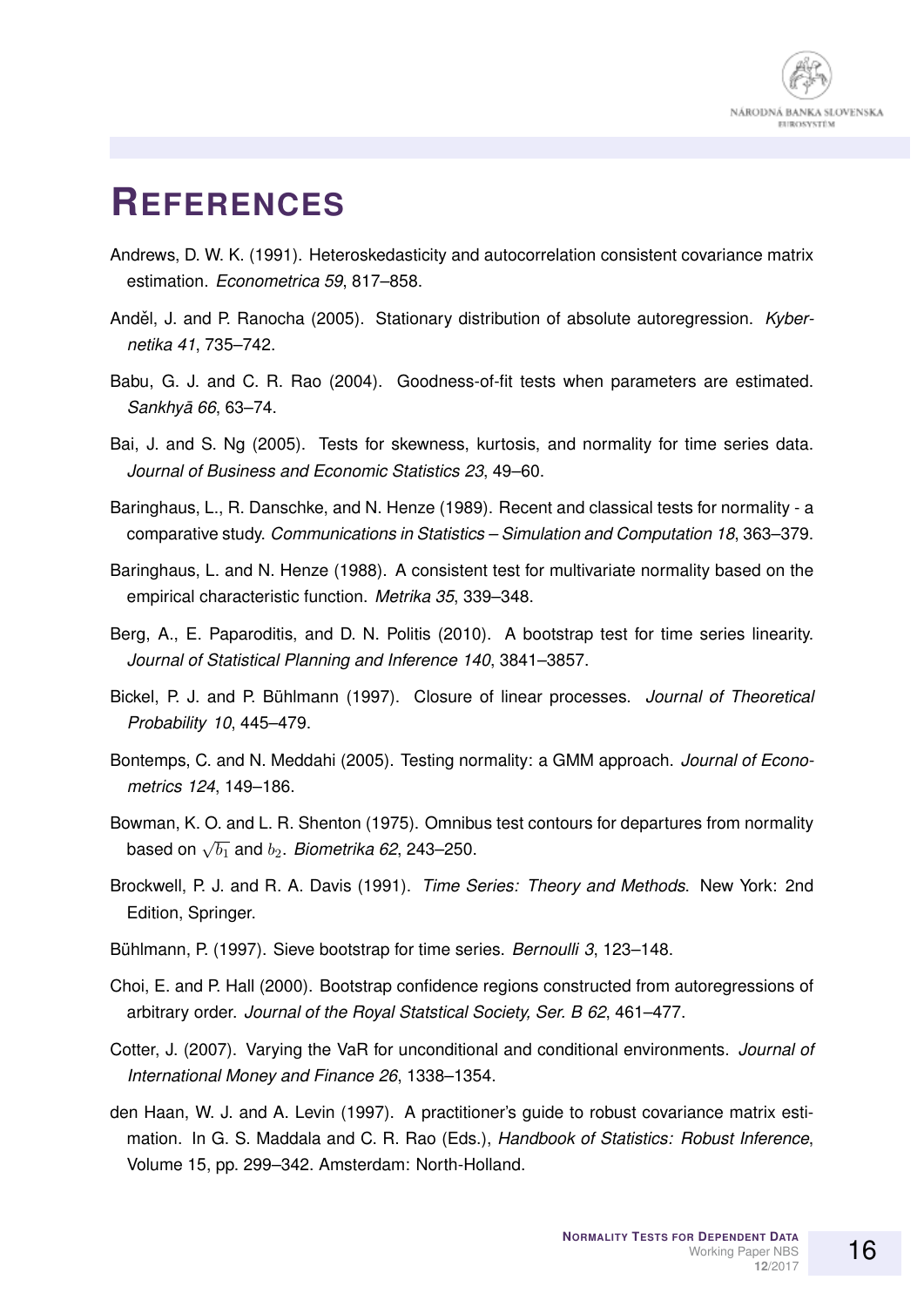# REFERENCES

Andrews, D. W. K. (1991). Heteroskedasticity and autocorrelation consistent covariance matrix estimation. *Econometrica 59*, 817–858.

Anděl, J. and P. Ranocha (2005). Stationary distribution of absolute autoregression. *Kybernetika 41*, 735–742.

Babu, G. J. and C. R. Rao (2004). Goodness-of-fit tests when parameters are estimated. *Sankhyā 66*, 63–74.

Bai, J. and S. Ng (2005). Tests for skewness, kurtosis, and normality for time series data. *Journal of Business and Economic Statistics 23*, 49–60.

Baringhaus, L., R. Danschke, and N. Henze (1989). Recent and classical tests for normality - a comparative study. *Communications in Statistics – Simulation and Computation 18*, 363–379.

Baringhaus, L. and N. Henze (1988). A consistent test for multivariate normality based on the empirical characteristic function. *Metrika 35*, 339–348.

Berg, A., E. Paparoditis, and D. N. Politis (2010). A bootstrap test for time series linearity. *Journal of Statistical Planning and Inference 140*, 3841–3857.

Bickel, P. J. and P. Bühlmann (1997). Closure of linear processes. *Journal of Theoretical Probability 10*, 445–479.

Bontemps, C. and N. Meddahi (2005). Testing normality: a GMM approach. *Journal of Econometrics 124*, 149–186.

Bowman, K. O. and L. R. Shenton (1975). Omnibus test contours for departures from normality based on $\sqrt{b_1}$ and $b_2$. *Biometrika 62*, 243–250.

Brockwell, P. J. and R. A. Davis (1991). *Time Series: Theory and Methods*. New York: 2nd Edition, Springer.

Bühlmann, P. (1997). Sieve bootstrap for time series. *Bernoulli 3*, 123–148.

Choi, E. and P. Hall (2000). Bootstrap confidence regions constructed from autoregressions of arbitrary order. *Journal of the Royal Statstical Society, Ser. B 62*, 461–477.

Cotter, J. (2007). Varying the VaR for unconditional and conditional environments. *Journal of International Money and Finance 26*, 1338–1354.

den Haan, W. J. and A. Levin (1997). A practitioner's guide to robust covariance matrix estimation. In G. S. Maddala and C. R. Rao (Eds.), *Handbook of Statistics: Robust Inference*, Volume 15, pp. 299–342. Amsterdam: North-Holland.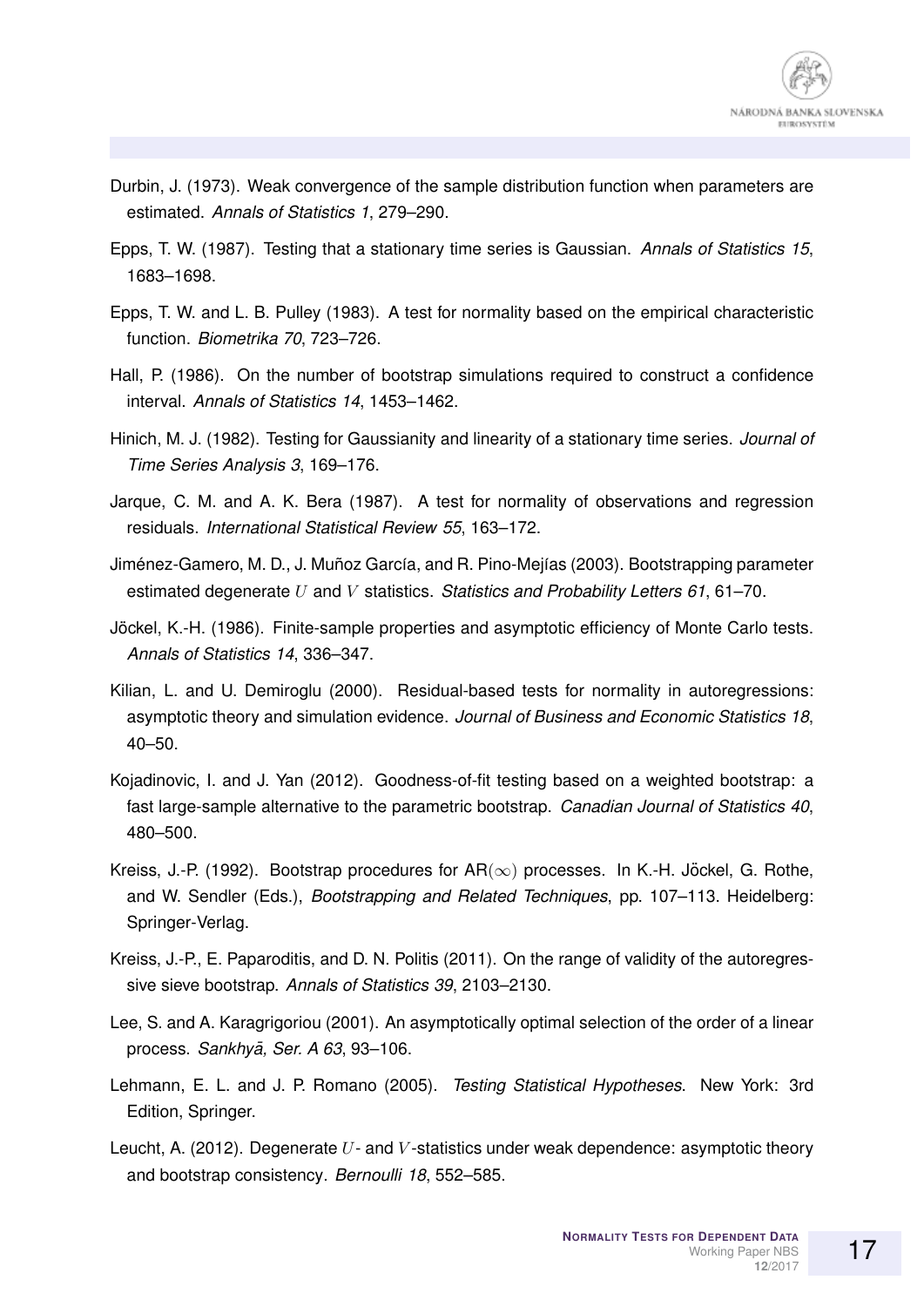Durbin, J. (1973). Weak convergence of the sample distribution function when parameters are estimated. *Annals of Statistics 1*, 279–290.

Epps, T. W. (1987). Testing that a stationary time series is Gaussian. *Annals of Statistics 15*, 1683–1698.

Epps, T. W. and L. B. Pulley (1983). A test for normality based on the empirical characteristic function. *Biometrika 70*, 723–726.

Hall, P. (1986). On the number of bootstrap simulations required to construct a confidence interval. *Annals of Statistics 14*, 1453–1462.

Hinich, M. J. (1982). Testing for Gaussianity and linearity of a stationary time series. *Journal of Time Series Analysis 3*, 169–176.

Jarque, C. M. and A. K. Bera (1987). A test for normality of observations and regression residuals. *International Statistical Review 55*, 163–172.

Jiménez-Gamero, M. D., J. Muñoz García, and R. Pino-Mejías (2003). Bootstrapping parameter estimated degenerate $U$ and $V$ statistics. *Statistics and Probability Letters 61*, 61–70.

Jöckel, K.-H. (1986). Finite-sample properties and asymptotic efficiency of Monte Carlo tests. *Annals of Statistics 14*, 336–347.

Kilian, L. and U. Demiroglu (2000). Residual-based tests for normality in autoregressions: asymptotic theory and simulation evidence. *Journal of Business and Economic Statistics 18*, 40–50.

Kojadinovic, I. and J. Yan (2012). Goodness-of-fit testing based on a weighted bootstrap: a fast large-sample alternative to the parametric bootstrap. *Canadian Journal of Statistics 40*, 480–500.

Kreiss, J.-P. (1992). Bootstrap procedures for AR$(\infty)$ processes. In K.-H. Jöckel, G. Rothe, and W. Sendler (Eds.), *Bootstrapping and Related Techniques*, pp. 107–113. Heidelberg: Springer-Verlag.

Kreiss, J.-P., E. Paparoditis, and D. N. Politis (2011). On the range of validity of the autoregressive sieve bootstrap. *Annals of Statistics 39*, 2103–2130.

Lee, S. and A. Karagrigoriou (2001). An asymptotically optimal selection of the order of a linear process. *Sankhyā, Ser. A 63*, 93–106.

Lehmann, E. L. and J. P. Romano (2005). *Testing Statistical Hypotheses*. New York: 3rd Edition, Springer.

Leucht, A. (2012). Degenerate $U$- and $V$-statistics under weak dependence: asymptotic theory and bootstrap consistency. *Bernoulli 18*, 552–585.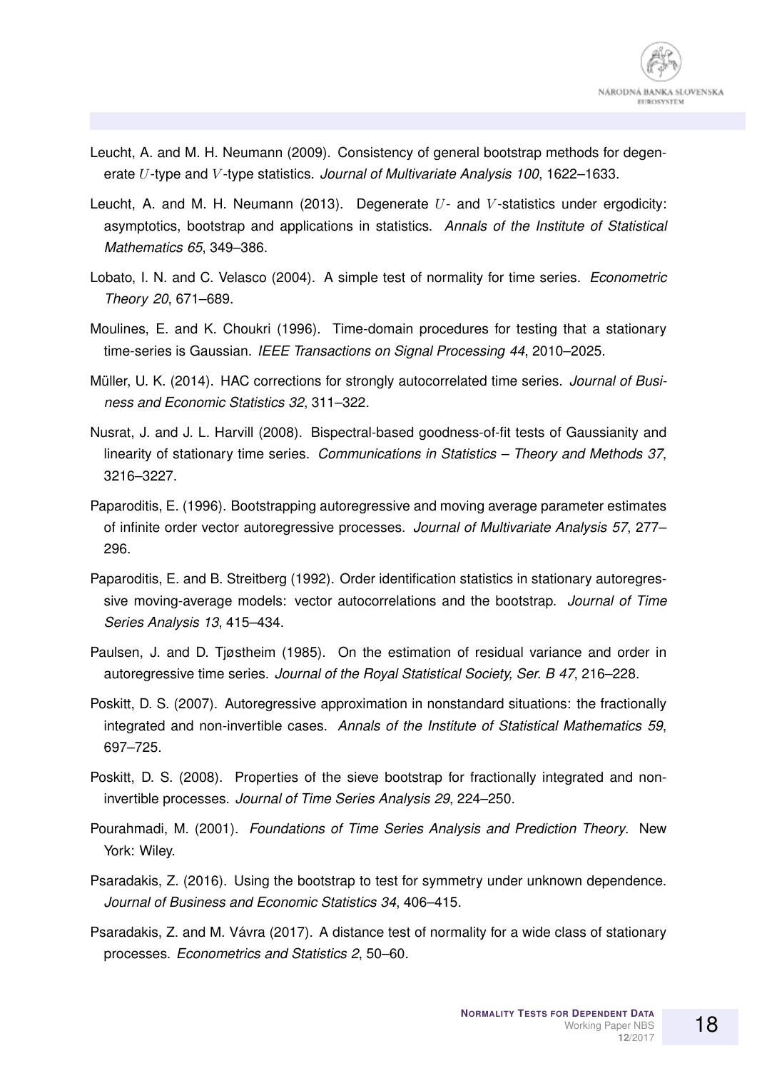Leucht, A. and M. H. Neumann (2009). Consistency of general bootstrap methods for degenerate $U$-type and $V$-type statistics. *Journal of Multivariate Analysis 100*, 1622–1633.

Leucht, A. and M. H. Neumann (2013). Degenerate $U$- and $V$-statistics under ergodicity: asymptotics, bootstrap and applications in statistics. *Annals of the Institute of Statistical Mathematics 65*, 349–386.

Lobato, I. N. and C. Velasco (2004). A simple test of normality for time series. *Econometric Theory 20*, 671–689.

Moulines, E. and K. Choukri (1996). Time-domain procedures for testing that a stationary time-series is Gaussian. *IEEE Transactions on Signal Processing 44*, 2010–2025.

Müller, U. K. (2014). HAC corrections for strongly autocorrelated time series. *Journal of Business and Economic Statistics 32*, 311–322.

Nusrat, J. and J. L. Harvill (2008). Bispectral-based goodness-of-fit tests of Gaussianity and linearity of stationary time series. *Communications in Statistics – Theory and Methods 37*, 3216–3227.

Paparoditis, E. (1996). Bootstrapping autoregressive and moving average parameter estimates of infinite order vector autoregressive processes. *Journal of Multivariate Analysis 57*, 277–296.

Paparoditis, E. and B. Streitberg (1992). Order identification statistics in stationary autoregressive moving-average models: vector autocorrelations and the bootstrap. *Journal of Time Series Analysis 13*, 415–434.

Paulsen, J. and D. Tjøstheim (1985). On the estimation of residual variance and order in autoregressive time series. *Journal of the Royal Statistical Society, Ser. B 47*, 216–228.

Poskitt, D. S. (2007). Autoregressive approximation in nonstandard situations: the fractionally integrated and non-invertible cases. *Annals of the Institute of Statistical Mathematics 59*, 697–725.

Poskitt, D. S. (2008). Properties of the sieve bootstrap for fractionally integrated and non-invertible processes. *Journal of Time Series Analysis 29*, 224–250.

Pourahmadi, M. (2001). *Foundations of Time Series Analysis and Prediction Theory*. New York: Wiley.

Psaradakis, Z. (2016). Using the bootstrap to test for symmetry under unknown dependence. *Journal of Business and Economic Statistics 34*, 406–415.

Psaradakis, Z. and M. Vávra (2017). A distance test of normality for a wide class of stationary processes. *Econometrics and Statistics 2*, 50–60.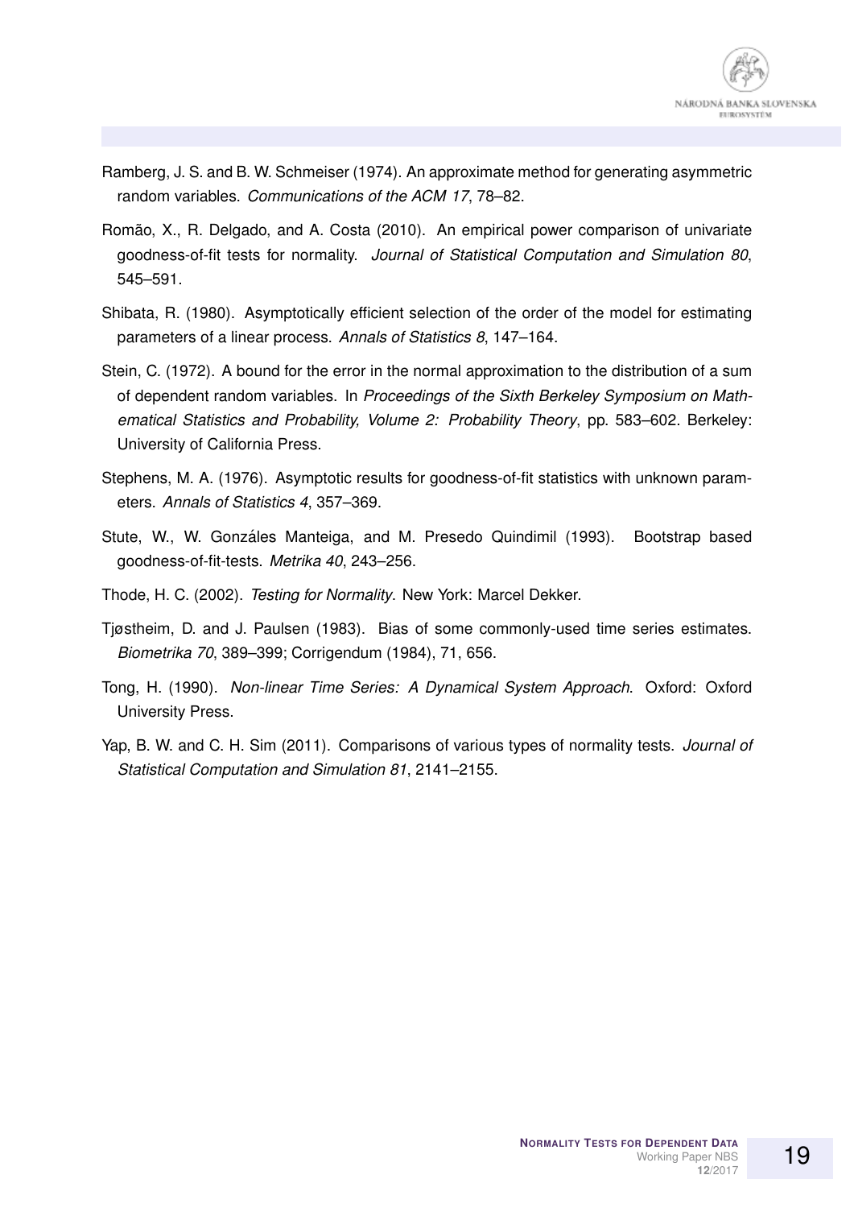Ramberg, J. S. and B. W. Schmeiser (1974). An approximate method for generating asymmetric random variables. *Communications of the ACM 17*, 78–82.

Romão, X., R. Delgado, and A. Costa (2010). An empirical power comparison of univariate goodness-of-fit tests for normality. *Journal of Statistical Computation and Simulation 80*, 545–591.

Shibata, R. (1980). Asymptotically efficient selection of the order of the model for estimating parameters of a linear process. *Annals of Statistics 8*, 147–164.

Stein, C. (1972). A bound for the error in the normal approximation to the distribution of a sum of dependent random variables. In *Proceedings of the Sixth Berkeley Symposium on Mathematical Statistics and Probability, Volume 2: Probability Theory*, pp. 583–602. Berkeley: University of California Press.

Stephens, M. A. (1976). Asymptotic results for goodness-of-fit statistics with unknown parameters. *Annals of Statistics 4*, 357–369.

Stute, W., W. Gonzáles Manteiga, and M. Presedo Quindimil (1993). Bootstrap based goodness-of-fit-tests. *Metrika 40*, 243–256.

Thode, H. C. (2002). *Testing for Normality*. New York: Marcel Dekker.

Tjøstheim, D. and J. Paulsen (1983). Bias of some commonly-used time series estimates. *Biometrika 70*, 389–399; Corrigendum (1984), 71, 656.

Tong, H. (1990). *Non-linear Time Series: A Dynamical System Approach*. Oxford: Oxford University Press.

Yap, B. W. and C. H. Sim (2011). Comparisons of various types of normality tests. *Journal of Statistical Computation and Simulation 81*, 2141–2155.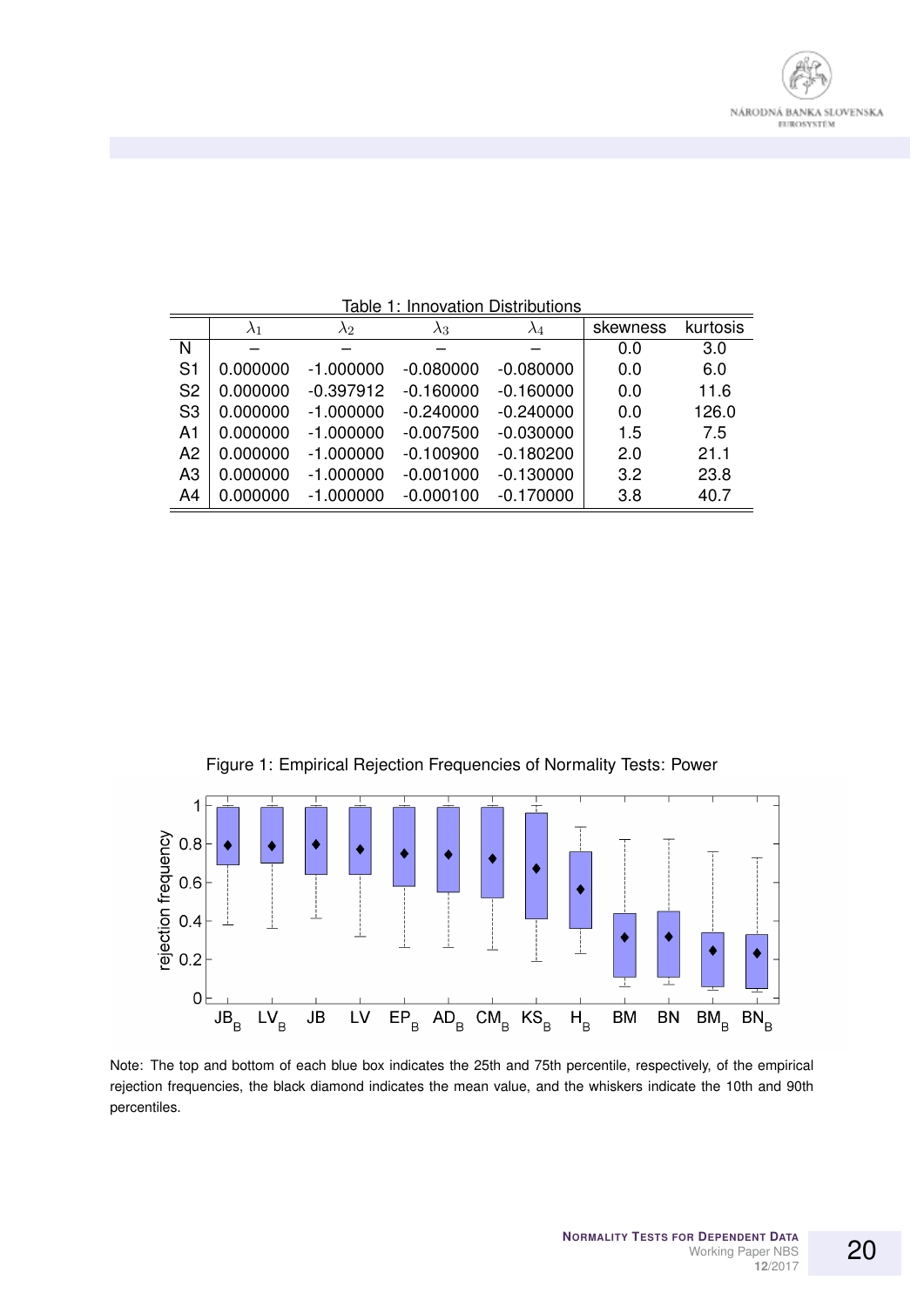Table 1: Innovation Distributions

| | $\lambda_1$ | $\lambda_2$ | $\lambda_3$ | $\lambda_4$ | skewness | kurtosis |
|---|---|---|---|---|---|---|
| N | – | – | – | – | 0.0 | 3.0 |
| S1 | 0.000000 | -1.000000 | -0.080000 | -0.080000 | 0.0 | 6.0 |
| S2 | 0.000000 | -0.397912 | -0.160000 | -0.160000 | 0.0 | 11.6 |
| S3 | 0.000000 | -1.000000 | -0.240000 | -0.240000 | 0.0 | 126.0 |
| A1 | 0.000000 | -1.000000 | -0.007500 | -0.030000 | 1.5 | 7.5 |
| A2 | 0.000000 | -1.000000 | -0.100900 | -0.180200 | 2.0 | 21.1 |
| A3 | 0.000000 | -1.000000 | -0.001000 | -0.130000 | 3.2 | 23.8 |
| A4 | 0.000000 | -1.000000 | -0.000100 | -0.170000 | 3.8 | 40.7 |

Figure 1: Empirical Rejection Frequencies of Normality Tests: Power

Note: The top and bottom of each blue box indicates the 25th and 75th percentile, respectively, of the empirical rejection frequencies, the black diamond indicates the mean value, and the whiskers indicate the 10th and 90th percentiles.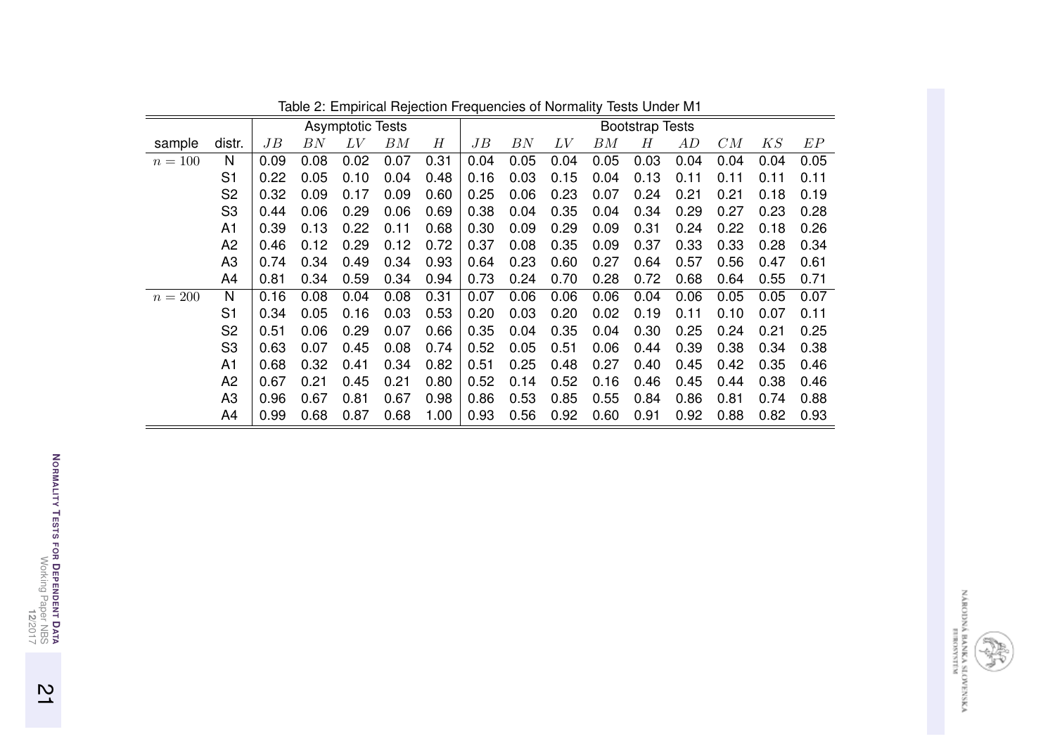Table 2: Empirical Rejection Frequencies of Normality Tests Under M1

| | | Asymptotic Tests | | | | | Bootstrap Tests | | | | | | | | |
|---|---|---|---|---|---|---|---|---|---|---|---|---|---|---|---|
| sample | distr. | $JB$ | $BN$ | $LV$ | $BM$ | $H$ | $JB$ | $BN$ | $LV$ | $BM$ | $H$ | $AD$ | $CM$ | $KS$ | $EP$ |
| $n = 100$ | N | 0.09 | 0.08 | 0.02 | 0.07 | 0.31 | 0.04 | 0.05 | 0.04 | 0.05 | 0.03 | 0.04 | 0.04 | 0.04 | 0.05 |
| | S1 | 0.22 | 0.05 | 0.10 | 0.04 | 0.48 | 0.16 | 0.03 | 0.15 | 0.04 | 0.13 | 0.11 | 0.11 | 0.11 | 0.11 |
| | S2 | 0.32 | 0.09 | 0.17 | 0.09 | 0.60 | 0.25 | 0.06 | 0.23 | 0.07 | 0.24 | 0.21 | 0.21 | 0.18 | 0.19 |
| | S3 | 0.44 | 0.06 | 0.29 | 0.06 | 0.69 | 0.38 | 0.04 | 0.35 | 0.04 | 0.34 | 0.29 | 0.27 | 0.23 | 0.28 |
| | A1 | 0.39 | 0.13 | 0.22 | 0.11 | 0.68 | 0.30 | 0.09 | 0.29 | 0.09 | 0.31 | 0.24 | 0.22 | 0.18 | 0.26 |
| | A2 | 0.46 | 0.12 | 0.29 | 0.12 | 0.72 | 0.37 | 0.08 | 0.35 | 0.09 | 0.37 | 0.33 | 0.33 | 0.28 | 0.34 |
| | A3 | 0.74 | 0.34 | 0.49 | 0.34 | 0.93 | 0.64 | 0.23 | 0.60 | 0.27 | 0.64 | 0.57 | 0.56 | 0.47 | 0.61 |
| | A4 | 0.81 | 0.34 | 0.59 | 0.34 | 0.94 | 0.73 | 0.24 | 0.70 | 0.28 | 0.72 | 0.68 | 0.64 | 0.55 | 0.71 |
| $n = 200$ | N | 0.16 | 0.08 | 0.04 | 0.08 | 0.31 | 0.07 | 0.06 | 0.06 | 0.06 | 0.04 | 0.06 | 0.05 | 0.05 | 0.07 |
| | S1 | 0.34 | 0.05 | 0.16 | 0.03 | 0.53 | 0.20 | 0.03 | 0.20 | 0.02 | 0.19 | 0.11 | 0.10 | 0.07 | 0.11 |
| | S2 | 0.51 | 0.06 | 0.29 | 0.07 | 0.66 | 0.35 | 0.04 | 0.35 | 0.04 | 0.30 | 0.25 | 0.24 | 0.21 | 0.25 |
| | S3 | 0.63 | 0.07 | 0.45 | 0.08 | 0.74 | 0.52 | 0.05 | 0.51 | 0.06 | 0.44 | 0.39 | 0.38 | 0.34 | 0.38 |
| | A1 | 0.68 | 0.32 | 0.41 | 0.34 | 0.82 | 0.51 | 0.25 | 0.48 | 0.27 | 0.40 | 0.45 | 0.42 | 0.35 | 0.46 |
| | A2 | 0.67 | 0.21 | 0.45 | 0.21 | 0.80 | 0.52 | 0.14 | 0.52 | 0.16 | 0.46 | 0.45 | 0.44 | 0.38 | 0.46 |
| | A3 | 0.96 | 0.67 | 0.81 | 0.67 | 0.98 | 0.86 | 0.53 | 0.85 | 0.55 | 0.84 | 0.86 | 0.81 | 0.74 | 0.88 |
| | A4 | 0.99 | 0.68 | 0.87 | 0.68 | 1.00 | 0.93 | 0.56 | 0.92 | 0.60 | 0.91 | 0.92 | 0.88 | 0.82 | 0.93 |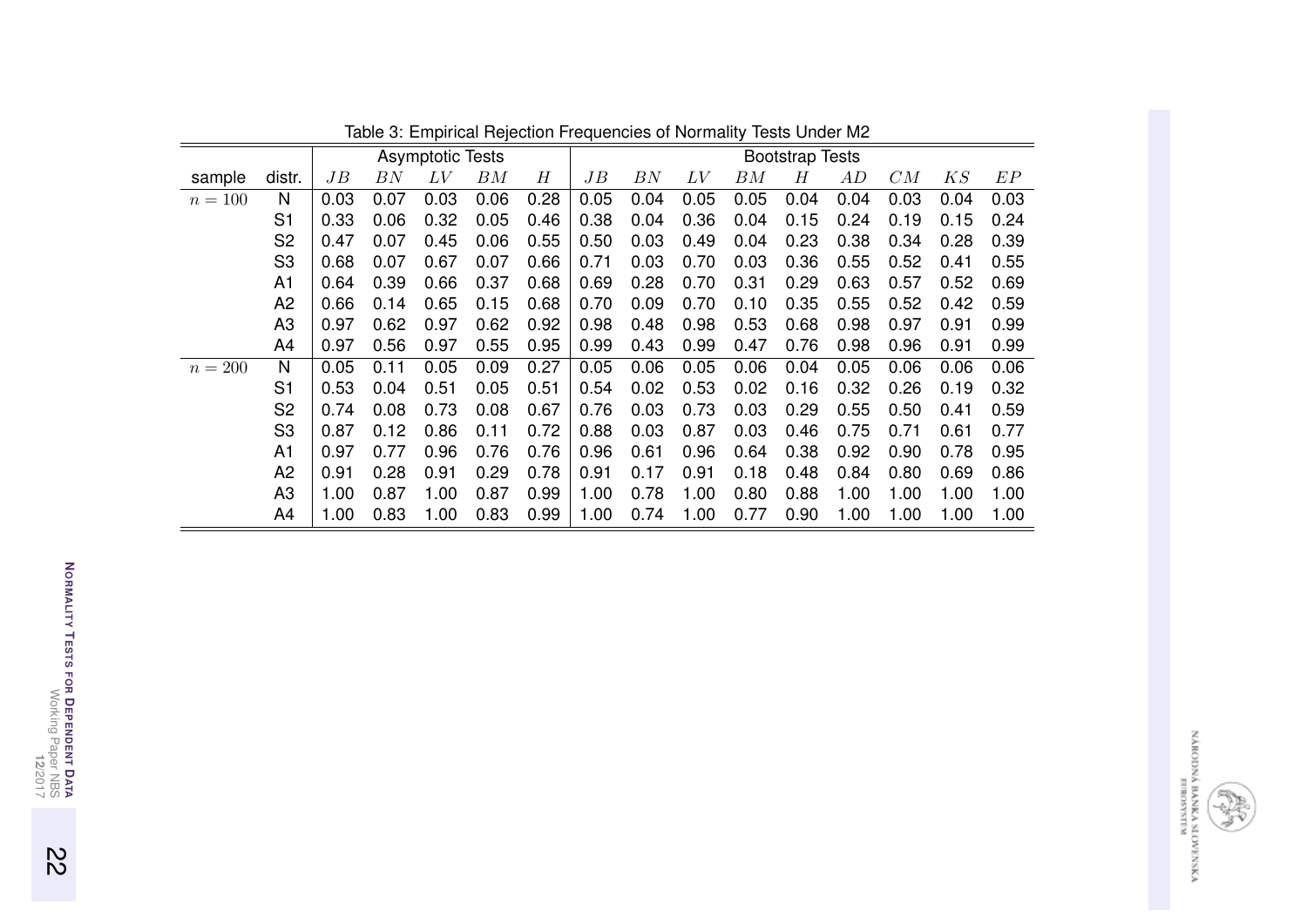Table 3: Empirical Rejection Frequencies of Normality Tests Under M2

| | | Asymptotic Tests | | | | | Bootstrap Tests | | | | | | | | |
|---|---|---|---|---|---|---|---|---|---|---|---|---|---|---|---|
| sample | distr. | $JB$ | $BN$ | $LV$ | $BM$ | $H$ | $JB$ | $BN$ | $LV$ | $BM$ | $H$ | $AD$ | $CM$ | $KS$ | $EP$ |
| $n = 100$ | N | 0.03 | 0.07 | 0.03 | 0.06 | 0.28 | 0.05 | 0.04 | 0.05 | 0.05 | 0.04 | 0.04 | 0.03 | 0.04 | 0.03 |
| | S1 | 0.33 | 0.06 | 0.32 | 0.05 | 0.46 | 0.38 | 0.04 | 0.36 | 0.04 | 0.15 | 0.24 | 0.19 | 0.15 | 0.24 |
| | S2 | 0.47 | 0.07 | 0.45 | 0.06 | 0.55 | 0.50 | 0.03 | 0.49 | 0.04 | 0.23 | 0.38 | 0.34 | 0.28 | 0.39 |
| | S3 | 0.68 | 0.07 | 0.67 | 0.07 | 0.66 | 0.71 | 0.03 | 0.70 | 0.03 | 0.36 | 0.55 | 0.52 | 0.41 | 0.55 |
| | A1 | 0.64 | 0.39 | 0.66 | 0.37 | 0.68 | 0.69 | 0.28 | 0.70 | 0.31 | 0.29 | 0.63 | 0.57 | 0.52 | 0.69 |
| | A2 | 0.66 | 0.14 | 0.65 | 0.15 | 0.68 | 0.70 | 0.09 | 0.70 | 0.10 | 0.35 | 0.55 | 0.52 | 0.42 | 0.59 |
| | A3 | 0.97 | 0.62 | 0.97 | 0.62 | 0.92 | 0.98 | 0.48 | 0.98 | 0.53 | 0.68 | 0.98 | 0.97 | 0.91 | 0.99 |
| | A4 | 0.97 | 0.56 | 0.97 | 0.55 | 0.95 | 0.99 | 0.43 | 0.99 | 0.47 | 0.76 | 0.98 | 0.96 | 0.91 | 0.99 |
| $n = 200$ | N | 0.05 | 0.11 | 0.05 | 0.09 | 0.27 | 0.05 | 0.06 | 0.05 | 0.06 | 0.04 | 0.05 | 0.06 | 0.06 | 0.06 |
| | S1 | 0.53 | 0.04 | 0.51 | 0.05 | 0.51 | 0.54 | 0.02 | 0.53 | 0.02 | 0.16 | 0.32 | 0.26 | 0.19 | 0.32 |
| | S2 | 0.74 | 0.08 | 0.73 | 0.08 | 0.67 | 0.76 | 0.03 | 0.73 | 0.03 | 0.29 | 0.55 | 0.50 | 0.41 | 0.59 |
| | S3 | 0.87 | 0.12 | 0.86 | 0.11 | 0.72 | 0.88 | 0.03 | 0.87 | 0.03 | 0.46 | 0.75 | 0.71 | 0.61 | 0.77 |
| | A1 | 0.97 | 0.77 | 0.96 | 0.76 | 0.76 | 0.96 | 0.61 | 0.96 | 0.64 | 0.38 | 0.92 | 0.90 | 0.78 | 0.95 |
| | A2 | 0.91 | 0.28 | 0.91 | 0.29 | 0.78 | 0.91 | 0.17 | 0.91 | 0.18 | 0.48 | 0.84 | 0.80 | 0.69 | 0.86 |
| | A3 | 1.00 | 0.87 | 1.00 | 0.87 | 0.99 | 1.00 | 0.78 | 1.00 | 0.80 | 0.88 | 1.00 | 1.00 | 1.00 | 1.00 |
| | A4 | 1.00 | 0.83 | 1.00 | 0.83 | 0.99 | 1.00 | 0.74 | 1.00 | 0.77 | 0.90 | 1.00 | 1.00 | 1.00 | 1.00 |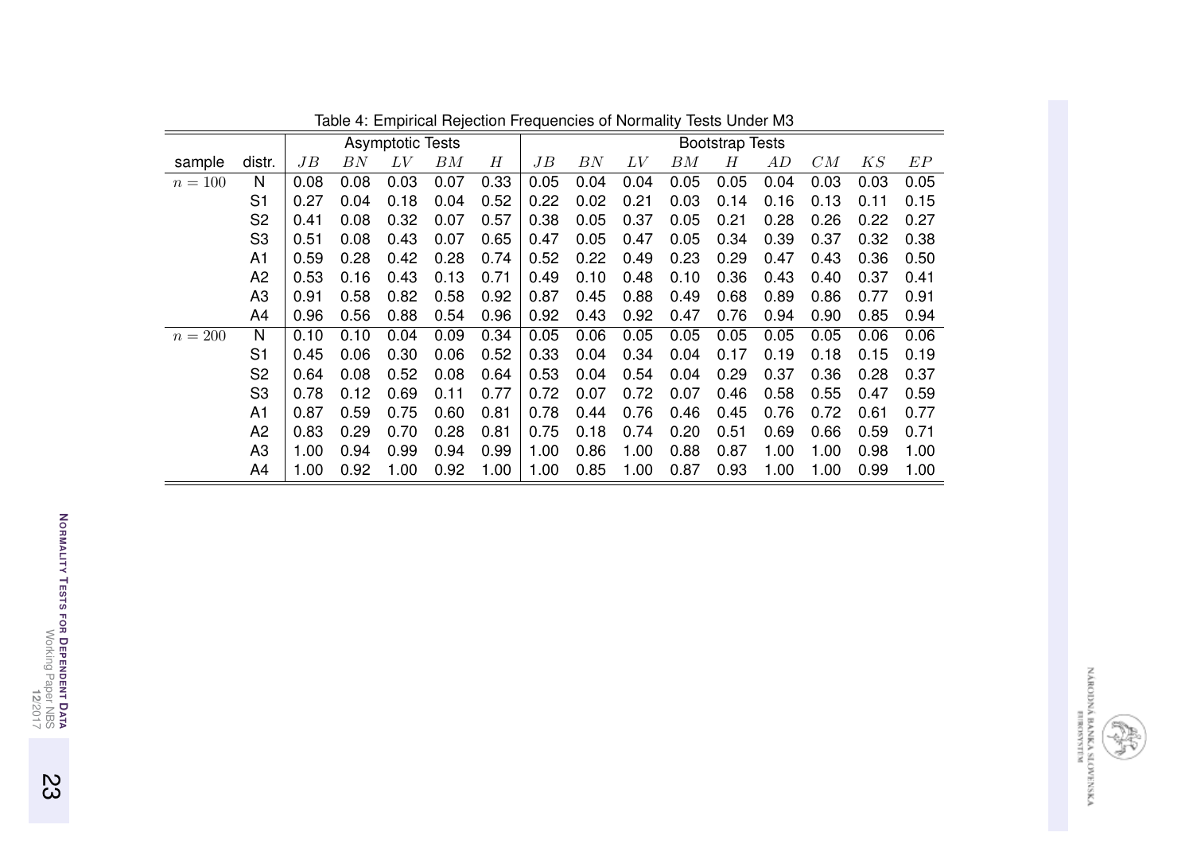Table 4: Empirical Rejection Frequencies of Normality Tests Under M3

| | | Asymptotic Tests | | | | | Bootstrap Tests | | | | | | | | |
|---|---|---|---|---|---|---|---|---|---|---|---|---|---|---|---|
| sample | distr. | $JB$ | $BN$ | $LV$ | $BM$ | $H$ | $JB$ | $BN$ | $LV$ | $BM$ | $H$ | $AD$ | $CM$ | $KS$ | $EP$ |
| $n = 100$ | N | 0.08 | 0.08 | 0.03 | 0.07 | 0.33 | 0.05 | 0.04 | 0.04 | 0.05 | 0.05 | 0.04 | 0.03 | 0.03 | 0.05 |
| | S1 | 0.27 | 0.04 | 0.18 | 0.04 | 0.52 | 0.22 | 0.02 | 0.21 | 0.03 | 0.14 | 0.16 | 0.13 | 0.11 | 0.15 |
| | S2 | 0.41 | 0.08 | 0.32 | 0.07 | 0.57 | 0.38 | 0.05 | 0.37 | 0.05 | 0.21 | 0.28 | 0.26 | 0.22 | 0.27 |
| | S3 | 0.51 | 0.08 | 0.43 | 0.07 | 0.65 | 0.47 | 0.05 | 0.47 | 0.05 | 0.34 | 0.39 | 0.37 | 0.32 | 0.38 |
| | A1 | 0.59 | 0.28 | 0.42 | 0.28 | 0.74 | 0.52 | 0.22 | 0.49 | 0.23 | 0.29 | 0.47 | 0.43 | 0.36 | 0.50 |
| | A2 | 0.53 | 0.16 | 0.43 | 0.13 | 0.71 | 0.49 | 0.10 | 0.48 | 0.10 | 0.36 | 0.43 | 0.40 | 0.37 | 0.41 |
| | A3 | 0.91 | 0.58 | 0.82 | 0.58 | 0.92 | 0.87 | 0.45 | 0.88 | 0.49 | 0.68 | 0.89 | 0.86 | 0.77 | 0.91 |
| | A4 | 0.96 | 0.56 | 0.88 | 0.54 | 0.96 | 0.92 | 0.43 | 0.92 | 0.47 | 0.76 | 0.94 | 0.90 | 0.85 | 0.94 |
| $n = 200$ | N | 0.10 | 0.10 | 0.04 | 0.09 | 0.34 | 0.05 | 0.06 | 0.05 | 0.05 | 0.05 | 0.05 | 0.05 | 0.06 | 0.06 |
| | S1 | 0.45 | 0.06 | 0.30 | 0.06 | 0.52 | 0.33 | 0.04 | 0.34 | 0.04 | 0.17 | 0.19 | 0.18 | 0.15 | 0.19 |
| | S2 | 0.64 | 0.08 | 0.52 | 0.08 | 0.64 | 0.53 | 0.04 | 0.54 | 0.04 | 0.29 | 0.37 | 0.36 | 0.28 | 0.37 |
| | S3 | 0.78 | 0.12 | 0.69 | 0.11 | 0.77 | 0.72 | 0.07 | 0.72 | 0.07 | 0.46 | 0.58 | 0.55 | 0.47 | 0.59 |
| | A1 | 0.87 | 0.59 | 0.75 | 0.60 | 0.81 | 0.78 | 0.44 | 0.76 | 0.46 | 0.45 | 0.76 | 0.72 | 0.61 | 0.77 |
| | A2 | 0.83 | 0.29 | 0.70 | 0.28 | 0.81 | 0.75 | 0.18 | 0.74 | 0.20 | 0.51 | 0.69 | 0.66 | 0.59 | 0.71 |
| | A3 | 1.00 | 0.94 | 0.99 | 0.94 | 0.99 | 1.00 | 0.86 | 1.00 | 0.88 | 0.87 | 1.00 | 1.00 | 0.98 | 1.00 |
| | A4 | 1.00 | 0.92 | 1.00 | 0.92 | 1.00 | 1.00 | 0.85 | 1.00 | 0.87 | 0.93 | 1.00 | 1.00 | 0.99 | 1.00 |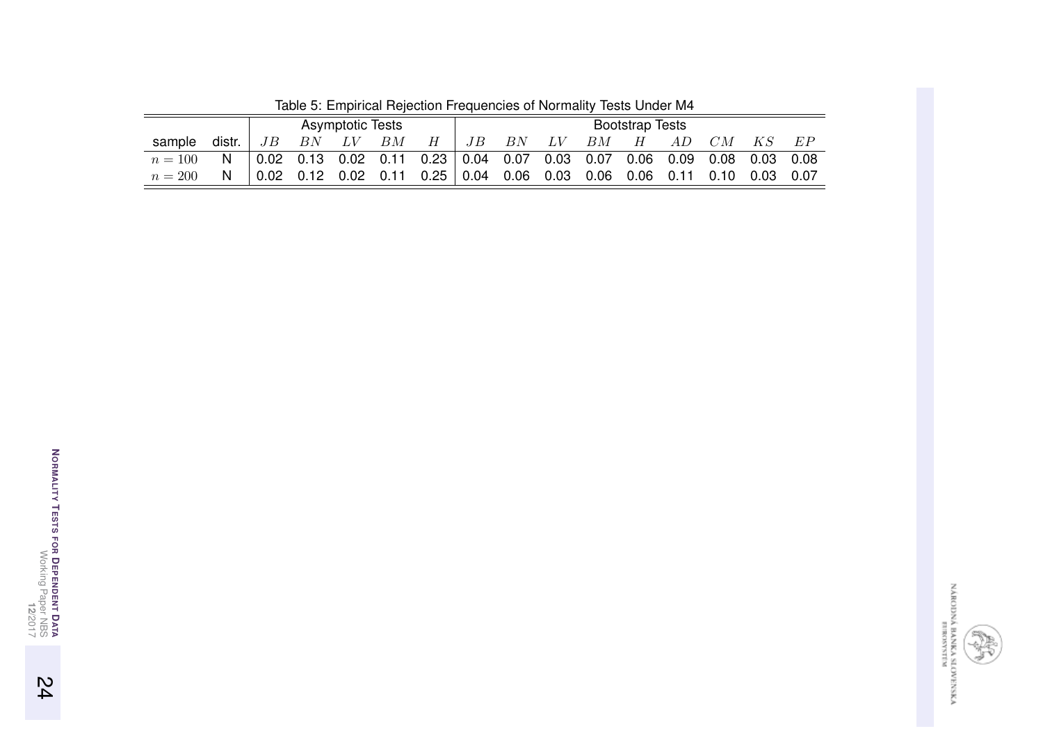Table 5: Empirical Rejection Frequencies of Normality Tests Under M4

| | | Asymptotic Tests | | | | | Bootstrap Tests | | | | | | | | |
|---|---|---|---|---|---|---|---|---|---|---|---|---|---|---|---|
| sample | distr. | $JB$ | $BN$ | $LV$ | $BM$ | $H$ | $JB$ | $BN$ | $LV$ | $BM$ | $H$ | $AD$ | $CM$ | $KS$ | $EP$ |
| $n = 100$ | N | 0.02 | 0.13 | 0.02 | 0.11 | 0.23 | 0.04 | 0.07 | 0.03 | 0.07 | 0.06 | 0.09 | 0.08 | 0.03 | 0.08 |
| $n = 200$ | N | 0.02 | 0.12 | 0.02 | 0.11 | 0.25 | 0.04 | 0.06 | 0.03 | 0.06 | 0.06 | 0.11 | 0.10 | 0.03 | 0.07 |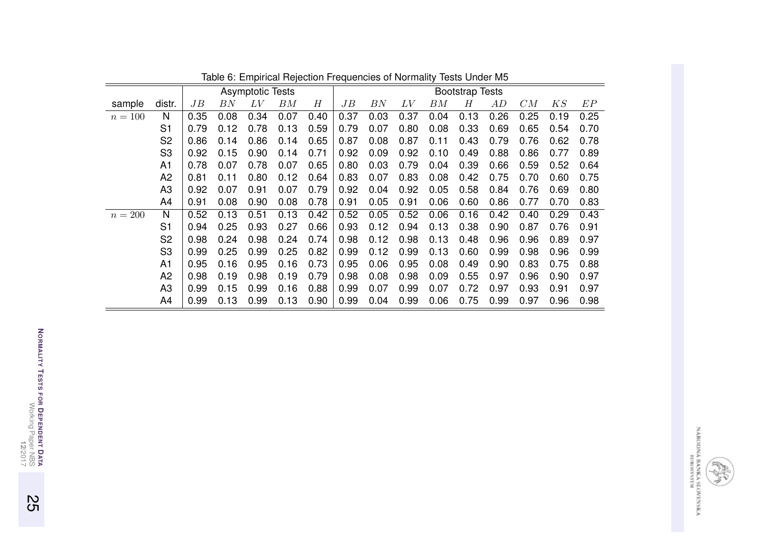Table 6: Empirical Rejection Frequencies of Normality Tests Under M5

| | | Asymptotic Tests | | | | | Bootstrap Tests | | | | | | | | |
|---|---|---|---|---|---|---|---|---|---|---|---|---|---|---|---|
| sample | distr. | $JB$ | $BN$ | $LV$ | $BM$ | $H$ | $JB$ | $BN$ | $LV$ | $BM$ | $H$ | $AD$ | $CM$ | $KS$ | $EP$ |
| $n = 100$ | N | 0.35 | 0.08 | 0.34 | 0.07 | 0.40 | 0.37 | 0.03 | 0.37 | 0.04 | 0.13 | 0.26 | 0.25 | 0.19 | 0.25 |
| | S1 | 0.79 | 0.12 | 0.78 | 0.13 | 0.59 | 0.79 | 0.07 | 0.80 | 0.08 | 0.33 | 0.69 | 0.65 | 0.54 | 0.70 |
| | S2 | 0.86 | 0.14 | 0.86 | 0.14 | 0.65 | 0.87 | 0.08 | 0.87 | 0.11 | 0.43 | 0.79 | 0.76 | 0.62 | 0.78 |
| | S3 | 0.92 | 0.15 | 0.90 | 0.14 | 0.71 | 0.92 | 0.09 | 0.92 | 0.10 | 0.49 | 0.88 | 0.86 | 0.77 | 0.89 |
| | A1 | 0.78 | 0.07 | 0.78 | 0.07 | 0.65 | 0.80 | 0.03 | 0.79 | 0.04 | 0.39 | 0.66 | 0.59 | 0.52 | 0.64 |
| | A2 | 0.81 | 0.11 | 0.80 | 0.12 | 0.64 | 0.83 | 0.07 | 0.83 | 0.08 | 0.42 | 0.75 | 0.70 | 0.60 | 0.75 |
| | A3 | 0.92 | 0.07 | 0.91 | 0.07 | 0.79 | 0.92 | 0.04 | 0.92 | 0.05 | 0.58 | 0.84 | 0.76 | 0.69 | 0.80 |
| | A4 | 0.91 | 0.08 | 0.90 | 0.08 | 0.78 | 0.91 | 0.05 | 0.91 | 0.06 | 0.60 | 0.86 | 0.77 | 0.70 | 0.83 |
| $n = 200$ | N | 0.52 | 0.13 | 0.51 | 0.13 | 0.42 | 0.52 | 0.05 | 0.52 | 0.06 | 0.16 | 0.42 | 0.40 | 0.29 | 0.43 |
| | S1 | 0.94 | 0.25 | 0.93 | 0.27 | 0.66 | 0.93 | 0.12 | 0.94 | 0.13 | 0.38 | 0.90 | 0.87 | 0.76 | 0.91 |
| | S2 | 0.98 | 0.24 | 0.98 | 0.24 | 0.74 | 0.98 | 0.12 | 0.98 | 0.13 | 0.48 | 0.96 | 0.96 | 0.89 | 0.97 |
| | S3 | 0.99 | 0.25 | 0.99 | 0.25 | 0.82 | 0.99 | 0.12 | 0.99 | 0.13 | 0.60 | 0.99 | 0.98 | 0.96 | 0.99 |
| | A1 | 0.95 | 0.16 | 0.95 | 0.16 | 0.73 | 0.95 | 0.06 | 0.95 | 0.08 | 0.49 | 0.90 | 0.83 | 0.75 | 0.88 |
| | A2 | 0.98 | 0.19 | 0.98 | 0.19 | 0.79 | 0.98 | 0.08 | 0.98 | 0.09 | 0.55 | 0.97 | 0.96 | 0.90 | 0.97 |
| | A3 | 0.99 | 0.15 | 0.99 | 0.16 | 0.88 | 0.99 | 0.07 | 0.99 | 0.07 | 0.72 | 0.97 | 0.93 | 0.91 | 0.97 |
| | A4 | 0.99 | 0.13 | 0.99 | 0.13 | 0.90 | 0.99 | 0.04 | 0.99 | 0.06 | 0.75 | 0.99 | 0.97 | 0.96 | 0.98 |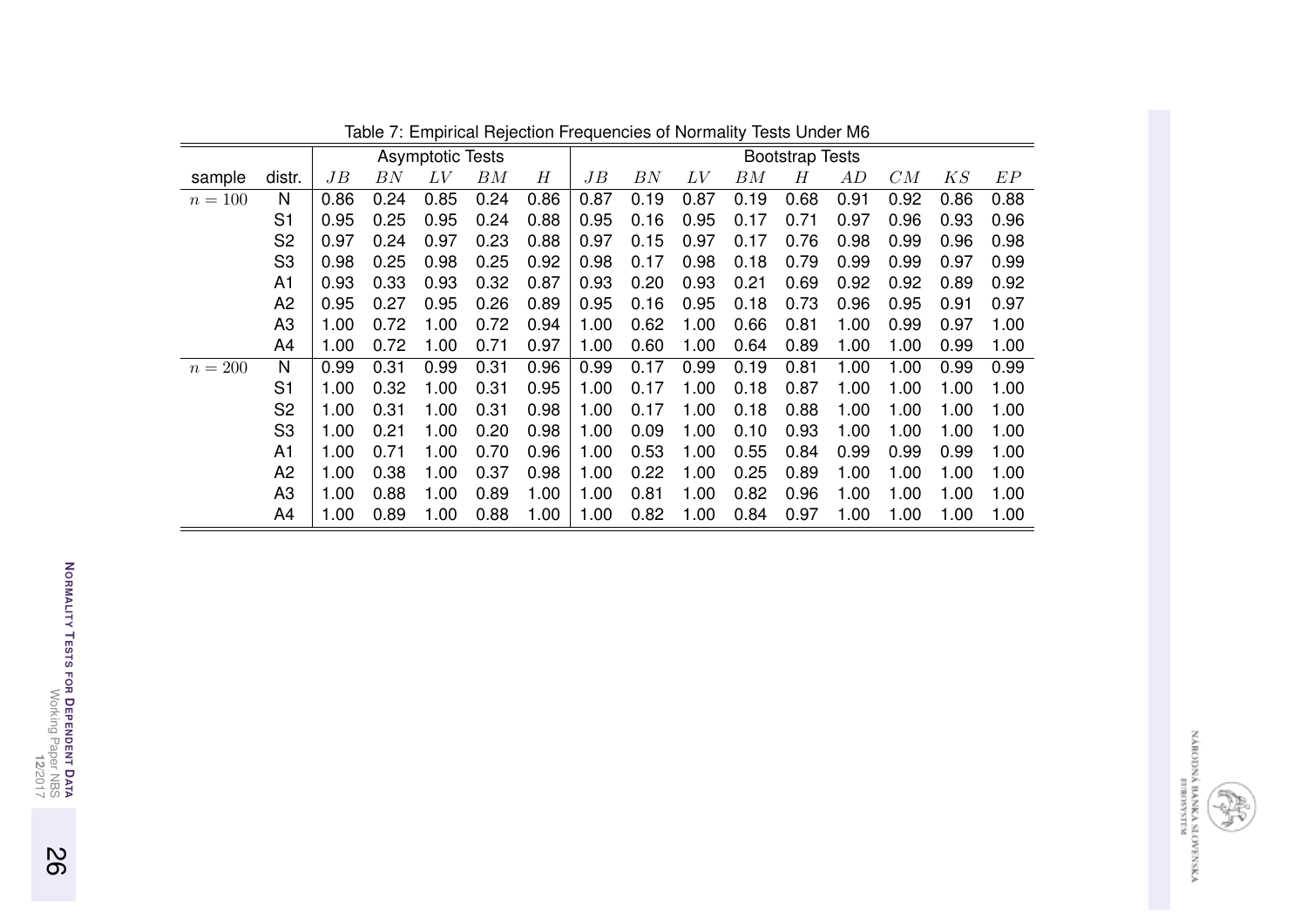Table 7: Empirical Rejection Frequencies of Normality Tests Under M6

| | | Asymptotic Tests | | | | | Bootstrap Tests | | | | | | | | |
|---|---|---|---|---|---|---|---|---|---|---|---|---|---|---|---|
| sample | distr. | $JB$ | $BN$ | $LV$ | $BM$ | $H$ | $JB$ | $BN$ | $LV$ | $BM$ | $H$ | $AD$ | $CM$ | $KS$ | $EP$ |
| $n = 100$ | N | 0.86 | 0.24 | 0.85 | 0.24 | 0.86 | 0.87 | 0.19 | 0.87 | 0.19 | 0.68 | 0.91 | 0.92 | 0.86 | 0.88 |
| | S1 | 0.95 | 0.25 | 0.95 | 0.24 | 0.88 | 0.95 | 0.16 | 0.95 | 0.17 | 0.71 | 0.97 | 0.96 | 0.93 | 0.96 |
| | S2 | 0.97 | 0.24 | 0.97 | 0.23 | 0.88 | 0.97 | 0.15 | 0.97 | 0.17 | 0.76 | 0.98 | 0.99 | 0.96 | 0.98 |
| | S3 | 0.98 | 0.25 | 0.98 | 0.25 | 0.92 | 0.98 | 0.17 | 0.98 | 0.18 | 0.79 | 0.99 | 0.99 | 0.97 | 0.99 |
| | A1 | 0.93 | 0.33 | 0.93 | 0.32 | 0.87 | 0.93 | 0.20 | 0.93 | 0.21 | 0.69 | 0.92 | 0.92 | 0.89 | 0.92 |
| | A2 | 0.95 | 0.27 | 0.95 | 0.26 | 0.89 | 0.95 | 0.16 | 0.95 | 0.18 | 0.73 | 0.96 | 0.95 | 0.91 | 0.97 |
| | A3 | 1.00 | 0.72 | 1.00 | 0.72 | 0.94 | 1.00 | 0.62 | 1.00 | 0.66 | 0.81 | 1.00 | 0.99 | 0.97 | 1.00 |
| | A4 | 1.00 | 0.72 | 1.00 | 0.71 | 0.97 | 1.00 | 0.60 | 1.00 | 0.64 | 0.89 | 1.00 | 1.00 | 0.99 | 1.00 |
| $n = 200$ | N | 0.99 | 0.31 | 0.99 | 0.31 | 0.96 | 0.99 | 0.17 | 0.99 | 0.19 | 0.81 | 1.00 | 1.00 | 0.99 | 0.99 |
| | S1 | 1.00 | 0.32 | 1.00 | 0.31 | 0.95 | 1.00 | 0.17 | 1.00 | 0.18 | 0.87 | 1.00 | 1.00 | 1.00 | 1.00 |
| | S2 | 1.00 | 0.31 | 1.00 | 0.31 | 0.98 | 1.00 | 0.17 | 1.00 | 0.18 | 0.88 | 1.00 | 1.00 | 1.00 | 1.00 |
| | S3 | 1.00 | 0.21 | 1.00 | 0.20 | 0.98 | 1.00 | 0.09 | 1.00 | 0.10 | 0.93 | 1.00 | 1.00 | 1.00 | 1.00 |
| | A1 | 1.00 | 0.71 | 1.00 | 0.70 | 0.96 | 1.00 | 0.53 | 1.00 | 0.55 | 0.84 | 0.99 | 0.99 | 0.99 | 1.00 |
| | A2 | 1.00 | 0.38 | 1.00 | 0.37 | 0.98 | 1.00 | 0.22 | 1.00 | 0.25 | 0.89 | 1.00 | 1.00 | 1.00 | 1.00 |
| | A3 | 1.00 | 0.88 | 1.00 | 0.89 | 1.00 | 1.00 | 0.81 | 1.00 | 0.82 | 0.96 | 1.00 | 1.00 | 1.00 | 1.00 |
| | A4 | 1.00 | 0.89 | 1.00 | 0.88 | 1.00 | 1.00 | 0.82 | 1.00 | 0.84 | 0.97 | 1.00 | 1.00 | 1.00 | 1.00 |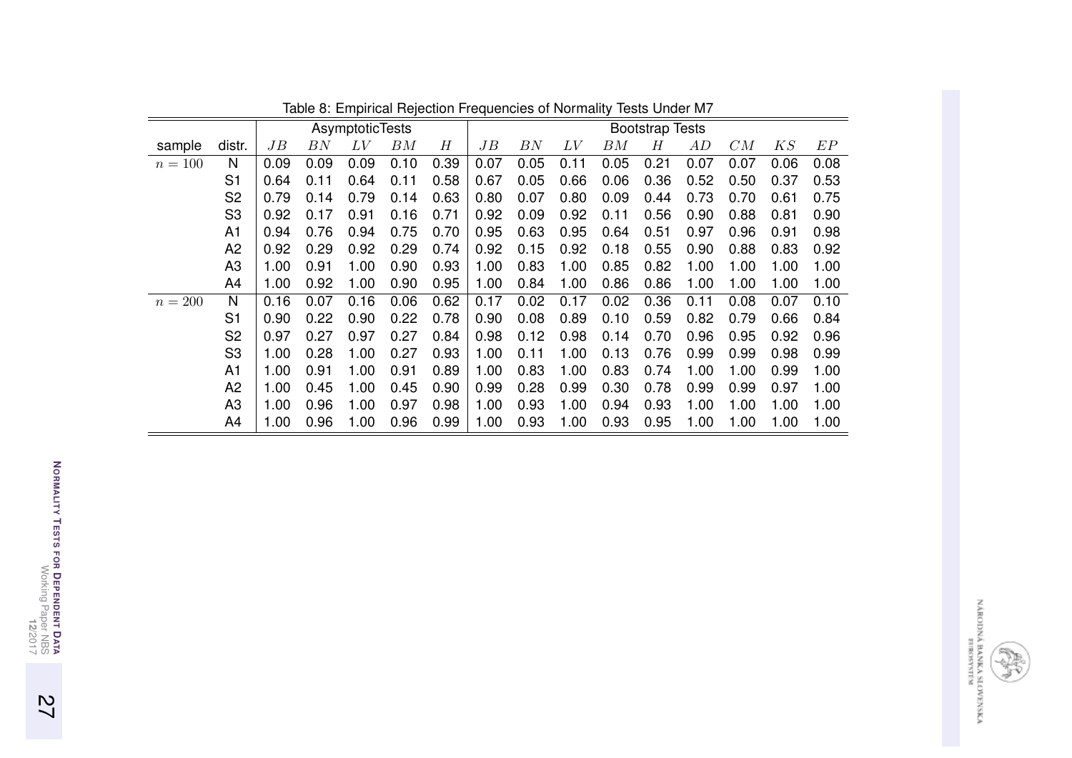Table 8: Empirical Rejection Frequencies of Normality Tests Under M7

| | | AsymptoticTests | | | | | Bootstrap Tests | | | | | | | | |
|---|---|---|---|---|---|---|---|---|---|---|---|---|---|---|---|
| sample | distr. | $JB$ | $BN$ | $LV$ | $BM$ | $H$ | $JB$ | $BN$ | $LV$ | $BM$ | $H$ | $AD$ | $CM$ | $KS$ | $EP$ |
| $n = 100$ | N | 0.09 | 0.09 | 0.09 | 0.10 | 0.39 | 0.07 | 0.05 | 0.11 | 0.05 | 0.21 | 0.07 | 0.07 | 0.06 | 0.08 |
| | S1 | 0.64 | 0.11 | 0.64 | 0.11 | 0.58 | 0.67 | 0.05 | 0.66 | 0.06 | 0.36 | 0.52 | 0.50 | 0.37 | 0.53 |
| | S2 | 0.79 | 0.14 | 0.79 | 0.14 | 0.63 | 0.80 | 0.07 | 0.80 | 0.09 | 0.44 | 0.73 | 0.70 | 0.61 | 0.75 |
| | S3 | 0.92 | 0.17 | 0.91 | 0.16 | 0.71 | 0.92 | 0.09 | 0.92 | 0.11 | 0.56 | 0.90 | 0.88 | 0.81 | 0.90 |
| | A1 | 0.94 | 0.76 | 0.94 | 0.75 | 0.70 | 0.95 | 0.63 | 0.95 | 0.64 | 0.51 | 0.97 | 0.96 | 0.91 | 0.98 |
| | A2 | 0.92 | 0.29 | 0.92 | 0.29 | 0.74 | 0.92 | 0.15 | 0.92 | 0.18 | 0.55 | 0.90 | 0.88 | 0.83 | 0.92 |
| | A3 | 1.00 | 0.91 | 1.00 | 0.90 | 0.93 | 1.00 | 0.83 | 1.00 | 0.85 | 0.82 | 1.00 | 1.00 | 1.00 | 1.00 |
| | A4 | 1.00 | 0.92 | 1.00 | 0.90 | 0.95 | 1.00 | 0.84 | 1.00 | 0.86 | 0.86 | 1.00 | 1.00 | 1.00 | 1.00 |
| $n = 200$ | N | 0.16 | 0.07 | 0.16 | 0.06 | 0.62 | 0.17 | 0.02 | 0.17 | 0.02 | 0.36 | 0.11 | 0.08 | 0.07 | 0.10 |
| | S1 | 0.90 | 0.22 | 0.90 | 0.22 | 0.78 | 0.90 | 0.08 | 0.89 | 0.10 | 0.59 | 0.82 | 0.79 | 0.66 | 0.84 |
| | S2 | 0.97 | 0.27 | 0.97 | 0.27 | 0.84 | 0.98 | 0.12 | 0.98 | 0.14 | 0.70 | 0.96 | 0.95 | 0.92 | 0.96 |
| | S3 | 1.00 | 0.28 | 1.00 | 0.27 | 0.93 | 1.00 | 0.11 | 1.00 | 0.13 | 0.76 | 0.99 | 0.99 | 0.98 | 0.99 |
| | A1 | 1.00 | 0.91 | 1.00 | 0.91 | 0.89 | 1.00 | 0.83 | 1.00 | 0.83 | 0.74 | 1.00 | 1.00 | 0.99 | 1.00 |
| | A2 | 1.00 | 0.45 | 1.00 | 0.45 | 0.90 | 0.99 | 0.28 | 0.99 | 0.30 | 0.78 | 0.99 | 0.99 | 0.97 | 1.00 |
| | A3 | 1.00 | 0.96 | 1.00 | 0.97 | 0.98 | 1.00 | 0.93 | 1.00 | 0.94 | 0.93 | 1.00 | 1.00 | 1.00 | 1.00 |
| | A4 | 1.00 | 0.96 | 1.00 | 0.96 | 0.99 | 1.00 | 0.93 | 1.00 | 0.93 | 0.95 | 1.00 | 1.00 | 1.00 | 1.00 |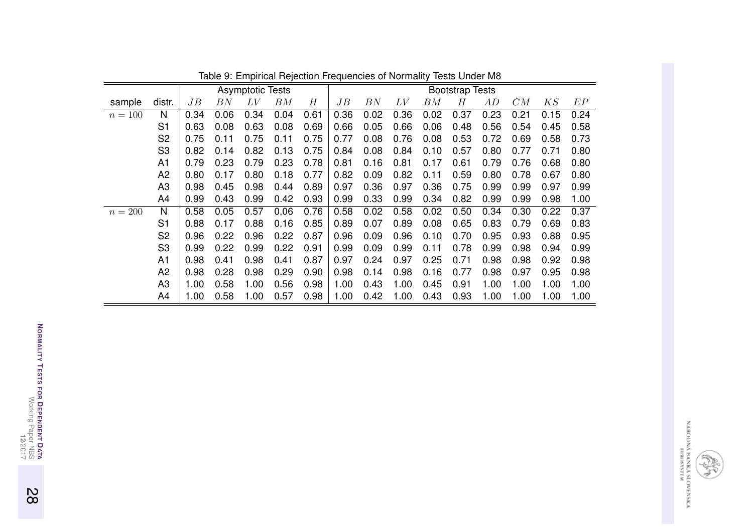Table 9: Empirical Rejection Frequencies of Normality Tests Under M8

| | | Asymptotic Tests | | | | | Bootstrap Tests | | | | | | | | |
|---|---|---|---|---|---|---|---|---|---|---|---|---|---|---|---|
| sample | distr. | $JB$ | $BN$ | $LV$ | $BM$ | $H$ | $JB$ | $BN$ | $LV$ | $BM$ | $H$ | $AD$ | $CM$ | $KS$ | $EP$ |
| $n = 100$ | N | 0.34 | 0.06 | 0.34 | 0.04 | 0.61 | 0.36 | 0.02 | 0.36 | 0.02 | 0.37 | 0.23 | 0.21 | 0.15 | 0.24 |
| | S1 | 0.63 | 0.08 | 0.63 | 0.08 | 0.69 | 0.66 | 0.05 | 0.66 | 0.06 | 0.48 | 0.56 | 0.54 | 0.45 | 0.58 |
| | S2 | 0.75 | 0.11 | 0.75 | 0.11 | 0.75 | 0.77 | 0.08 | 0.76 | 0.08 | 0.53 | 0.72 | 0.69 | 0.58 | 0.73 |
| | S3 | 0.82 | 0.14 | 0.82 | 0.13 | 0.75 | 0.84 | 0.08 | 0.84 | 0.10 | 0.57 | 0.80 | 0.77 | 0.71 | 0.80 |
| | A1 | 0.79 | 0.23 | 0.79 | 0.23 | 0.78 | 0.81 | 0.16 | 0.81 | 0.17 | 0.61 | 0.79 | 0.76 | 0.68 | 0.80 |
| | A2 | 0.80 | 0.17 | 0.80 | 0.18 | 0.77 | 0.82 | 0.09 | 0.82 | 0.11 | 0.59 | 0.80 | 0.78 | 0.67 | 0.80 |
| | A3 | 0.98 | 0.45 | 0.98 | 0.44 | 0.89 | 0.97 | 0.36 | 0.97 | 0.36 | 0.75 | 0.99 | 0.99 | 0.97 | 0.99 |
| | A4 | 0.99 | 0.43 | 0.99 | 0.42 | 0.93 | 0.99 | 0.33 | 0.99 | 0.34 | 0.82 | 0.99 | 0.99 | 0.98 | 1.00 |
| $n = 200$ | N | 0.58 | 0.05 | 0.57 | 0.06 | 0.76 | 0.58 | 0.02 | 0.58 | 0.02 | 0.50 | 0.34 | 0.30 | 0.22 | 0.37 |
| | S1 | 0.88 | 0.17 | 0.88 | 0.16 | 0.85 | 0.89 | 0.07 | 0.89 | 0.08 | 0.65 | 0.83 | 0.79 | 0.69 | 0.83 |
| | S2 | 0.96 | 0.22 | 0.96 | 0.22 | 0.87 | 0.96 | 0.09 | 0.96 | 0.10 | 0.70 | 0.95 | 0.93 | 0.88 | 0.95 |
| | S3 | 0.99 | 0.22 | 0.99 | 0.22 | 0.91 | 0.99 | 0.09 | 0.99 | 0.11 | 0.78 | 0.99 | 0.98 | 0.94 | 0.99 |
| | A1 | 0.98 | 0.41 | 0.98 | 0.41 | 0.87 | 0.97 | 0.24 | 0.97 | 0.25 | 0.71 | 0.98 | 0.98 | 0.92 | 0.98 |
| | A2 | 0.98 | 0.28 | 0.98 | 0.29 | 0.90 | 0.98 | 0.14 | 0.98 | 0.16 | 0.77 | 0.98 | 0.97 | 0.95 | 0.98 |
| | A3 | 1.00 | 0.58 | 1.00 | 0.56 | 0.98 | 1.00 | 0.43 | 1.00 | 0.45 | 0.91 | 1.00 | 1.00 | 1.00 | 1.00 |
| | A4 | 1.00 | 0.58 | 1.00 | 0.57 | 0.98 | 1.00 | 0.42 | 1.00 | 0.43 | 0.93 | 1.00 | 1.00 | 1.00 | 1.00 |